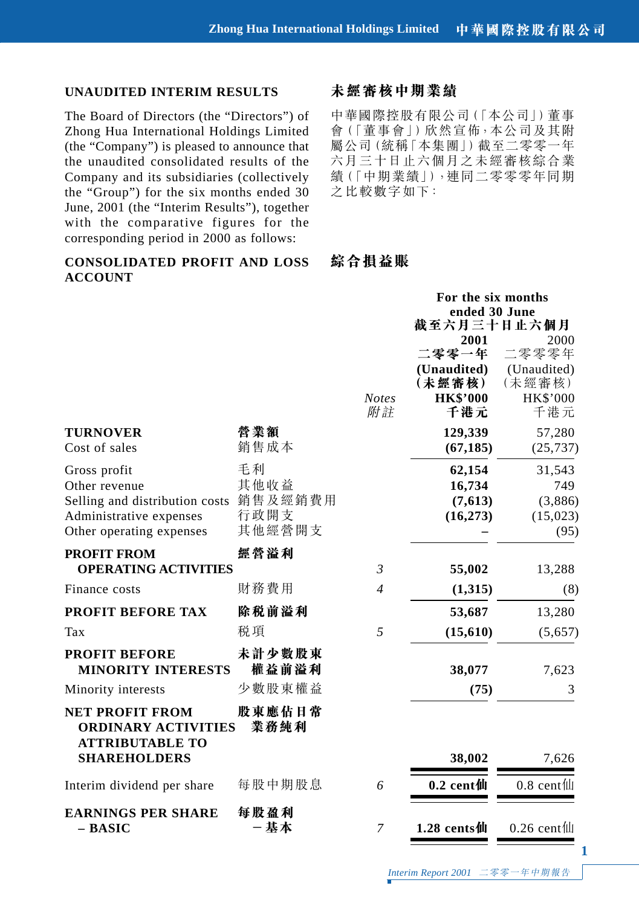## UNAUDITED INTERIM RESULTS

The Board of Directors (the "Directors") of Zhong Hua International Holdings Limited (the "Company") is pleased to announce that the unaudited consolidated results of the Company and its subsidiaries (collectively the "Group") for the six months ended 30 June, 2001 (the "Interim Results"), together with the comparative figures for the corresponding period in 2000 as follows:

## 未經審核中期業績

中華國際控股有限公司(「本公司」)董事會(「董事會」)欣然宣佈,本公司及其附屬公司(統稱「本集團」)截至二零零一年六月三十日止六個月之未經審核綜合業績(「中期業績」),連同二零零零年同期之比較數字如下:

## CONSOLIDATED PROFIT AND LOSS ACCOUNT

## 綜合損益賬

| | | | For the six months ended 30 June 截至六月三十日止六個月 | |
|---|---|---|---|---|
| | | *Notes* *附註* | **2001** **二零零一年** **(Unaudited)** **(未經審核)** **HK$'000** **千港元** | 2000 二零零零年 (Unaudited) (未經審核) HK$'000 千港元 |
| **TURNOVER** | **營業額** | | **129,339** | 57,280 |
| Cost of sales | 銷售成本 | | **(67,185)** | (25,737) |
| Gross profit | 毛利 | | **62,154** | 31,543 |
| Other revenue | 其他收益 | | **16,734** | 749 |
| Selling and distribution costs | 銷售及經銷費用 | | **(7,613)** | (3,886) |
| Administrative expenses | 行政開支 | | **(16,273)** | (15,023) |
| Other operating expenses | 其他經營開支 | | **–** | (95) |
| **PROFIT FROM OPERATING ACTIVITIES** | **經營溢利** | *3* | **55,002** | 13,288 |
| Finance costs | 財務費用 | *4* | **(1,315)** | (8) |
| **PROFIT BEFORE TAX** | **除稅前溢利** | | **53,687** | 13,280 |
| Tax | 稅項 | *5* | **(15,610)** | (5,657) |
| **PROFIT BEFORE MINORITY INTERESTS** | **未計少數股東權益前溢利** | | **38,077** | 7,623 |
| Minority interests | 少數股東權益 | | **(75)** | 3 |
| **NET PROFIT FROM ORDINARY ACTIVITIES ATTRIBUTABLE TO SHAREHOLDERS** | **股東應佔日常業務純利** | | **38,002** | 7,626 |
| Interim dividend per share | 每股中期股息 | *6* | **0.2 cent仙** | 0.8 cent仙 |
| **EARNINGS PER SHARE – BASIC** | **每股盈利 -基本** | *7* | **1.28 cents仙** | 0.26 cent仙 |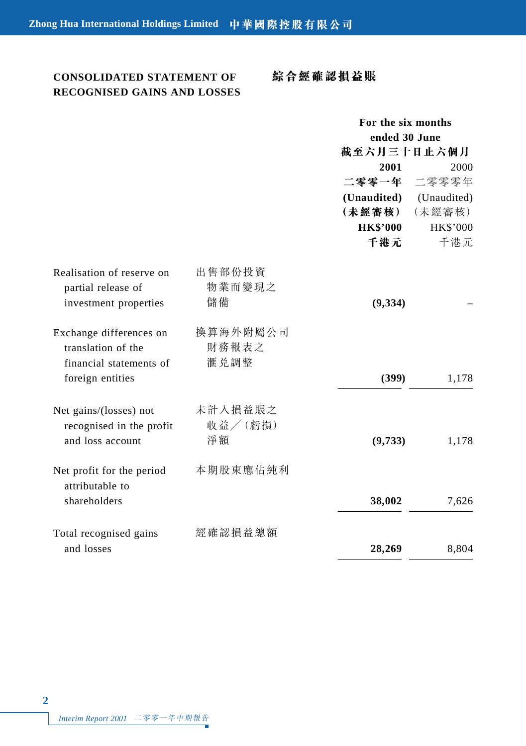## CONSOLIDATED STATEMENT OF RECOGNISED GAINS AND LOSSES

## 綜合經確認損益賬

| | | For the six months ended 30 June 截至六月三十日止六個月 | |
|---|---|---|---|
| | | **2001** **二零零一年** **(Unaudited)** **（未經審核）** **HK$'000** **千港元** | 2000 二零零零年 (Unaudited) （未經審核） HK$'000 千港元 |
| Realisation of reserve on partial release of investment properties | 出售部份投資物業而變現之儲備 | **(9,334)** | – |
| Exchange differences on translation of the financial statements of foreign entities | 換算海外附屬公司財務報表之滙兌調整 | **(399)** | 1,178 |
| Net gains/(losses) not recognised in the profit and loss account | 未計入損益賬之收益／（虧損）淨額 | **(9,733)** | 1,178 |
| Net profit for the period attributable to shareholders | 本期股東應佔純利 | **38,002** | 7,626 |
| Total recognised gains and losses | 經確認損益總額 | **28,269** | 8,804 |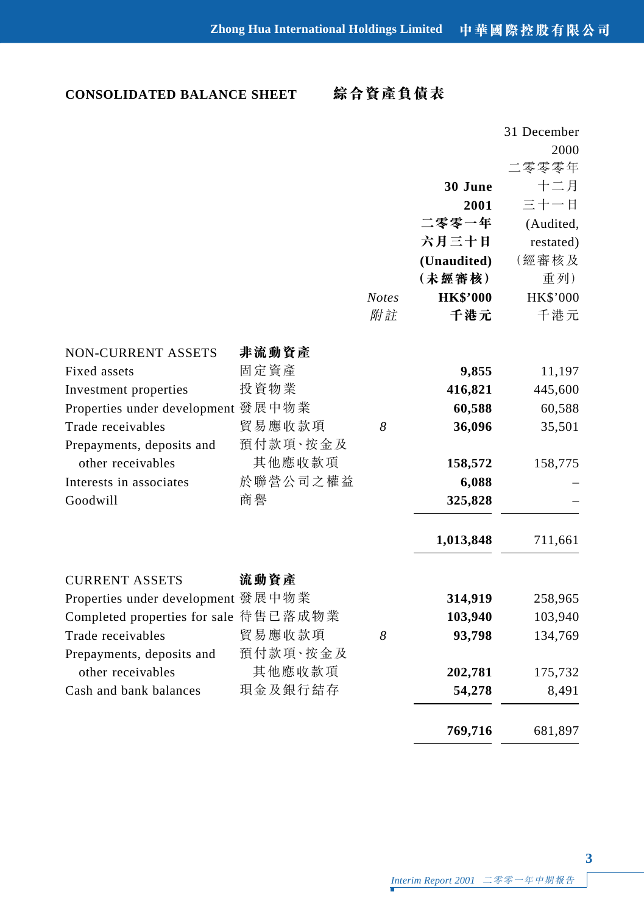## CONSOLIDATED BALANCE SHEET 綜合資產負債表

| | | Notes 附註 | 30 June 2001 二零零一年六月三十日 (Unaudited) (未經審核) HK\$'000 千港元 | 31 December 2000 二零零零年十二月三十一日 (Audited, restated) (經審核及重列) HK\$'000 千港元 |
|---|---|---|---|---|
| NON-CURRENT ASSETS | 非流動資產 | | | |
| Fixed assets | 固定資產 | | **9,855** | 11,197 |
| Investment properties | 投資物業 | | **416,821** | 445,600 |
| Properties under development | 發展中物業 | | **60,588** | 60,588 |
| Trade receivables | 貿易應收款項 | *8* | **36,096** | 35,501 |
| Prepayments, deposits and other receivables | 預付款項、按金及其他應收款項 | | **158,572** | 158,775 |
| Interests in associates | 於聯營公司之權益 | | **6,088** | – |
| Goodwill | 商譽 | | **325,828** | – |
| | | | **1,013,848** | 711,661 |
| CURRENT ASSETS | 流動資產 | | | |
| Properties under development | 發展中物業 | | **314,919** | 258,965 |
| Completed properties for sale | 待售已落成物業 | | **103,940** | 103,940 |
| Trade receivables | 貿易應收款項 | *8* | **93,798** | 134,769 |
| Prepayments, deposits and other receivables | 預付款項、按金及其他應收款項 | | **202,781** | 175,732 |
| Cash and bank balances | 現金及銀行結存 | | **54,278** | 8,491 |
| | | | **769,716** | 681,897 |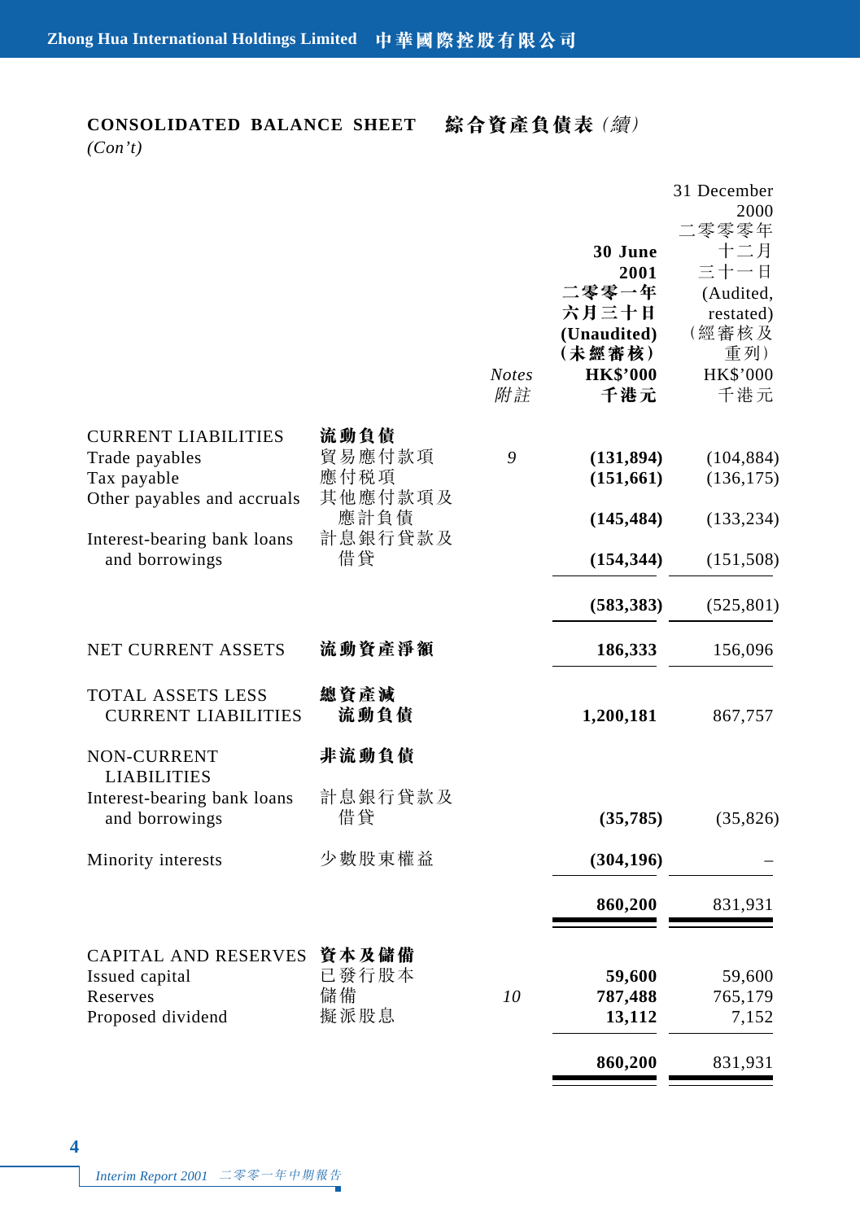## CONSOLIDATED BALANCE SHEET 綜合資產負債表（續）

*(Con't)*

| | | Notes 附註 | 30 June 2001 二零零一年六月三十日 (Unaudited) (未經審核) HK$'000 千港元 | 31 December 2000 二零零零年十二月三十一日 (Audited, restated) (經審核及重列) HK$'000 千港元 |
|---|---|---|---|---|
| CURRENT LIABILITIES | 流動負債 | | | |
| Trade payables | 貿易應付款項 | 9 | **(131,894)** | (104,884) |
| Tax payable | 應付税項 | | **(151,661)** | (136,175) |
| Other payables and accruals | 其他應付款項及應計負債 | | **(145,484)** | (133,234) |
| Interest-bearing bank loans and borrowings | 計息銀行貸款及借貸 | | **(154,344)** | (151,508) |
| | | | **(583,383)** | (525,801) |
| NET CURRENT ASSETS | 流動資產淨額 | | **186,333** | 156,096 |
| TOTAL ASSETS LESS CURRENT LIABILITIES | 總資產減流動負債 | | **1,200,181** | 867,757 |
| NON-CURRENT LIABILITIES | 非流動負債 | | | |
| Interest-bearing bank loans and borrowings | 計息銀行貸款及借貸 | | **(35,785)** | (35,826) |
| Minority interests | 少數股東權益 | | **(304,196)** | – |
| | | | **860,200** | 831,931 |
| CAPITAL AND RESERVES | 資本及儲備 | | | |
| Issued capital | 已發行股本 | | **59,600** | 59,600 |
| Reserves | 儲備 | 10 | **787,488** | 765,179 |
| Proposed dividend | 擬派股息 | | **13,112** | 7,152 |
| | | | **860,200** | 831,931 |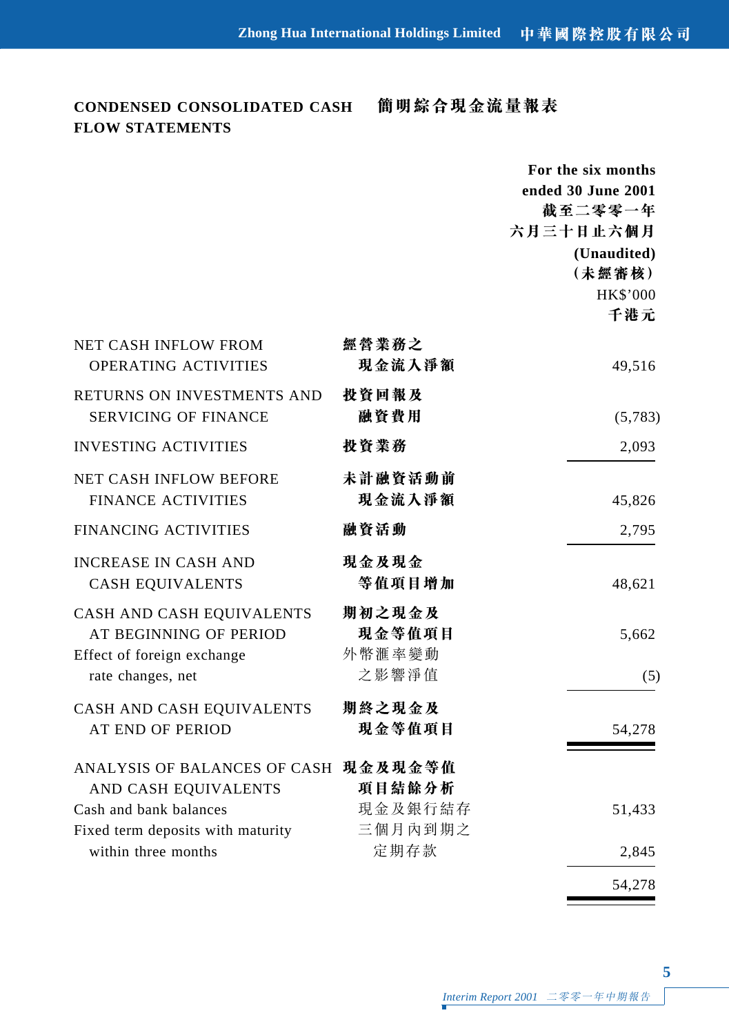## CONDENSED CONSOLIDATED CASH FLOW STATEMENTS 簡明綜合現金流量報表

| | | For the six months ended 30 June 2001 截至二零零一年六月三十日止六個月 (Unaudited) (未經審核) HK$'000 千港元 |
|---|---|---|
| NET CASH INFLOW FROM OPERATING ACTIVITIES | 經營業務之現金流入淨額 | 49,516 |
| RETURNS ON INVESTMENTS AND SERVICING OF FINANCE | 投資回報及融資費用 | (5,783) |
| INVESTING ACTIVITIES | 投資業務 | 2,093 |
| NET CASH INFLOW BEFORE FINANCE ACTIVITIES | 未計融資活動前現金流入淨額 | 45,826 |
| FINANCING ACTIVITIES | 融資活動 | 2,795 |
| INCREASE IN CASH AND CASH EQUIVALENTS | 現金及現金等值項目增加 | 48,621 |
| CASH AND CASH EQUIVALENTS AT BEGINNING OF PERIOD | 期初之現金及現金等值項目 | 5,662 |
| Effect of foreign exchange rate changes, net | 外幣滙率變動之影響淨值 | (5) |
| CASH AND CASH EQUIVALENTS AT END OF PERIOD | 期終之現金及現金等值項目 | 54,278 |
| ANALYSIS OF BALANCES OF CASH AND CASH EQUIVALENTS | 現金及現金等值項目結餘分析 | |
| Cash and bank balances | 現金及銀行結存 | 51,433 |
| Fixed term deposits with maturity within three months | 三個月內到期之定期存款 | 2,845 |
| | | 54,278 |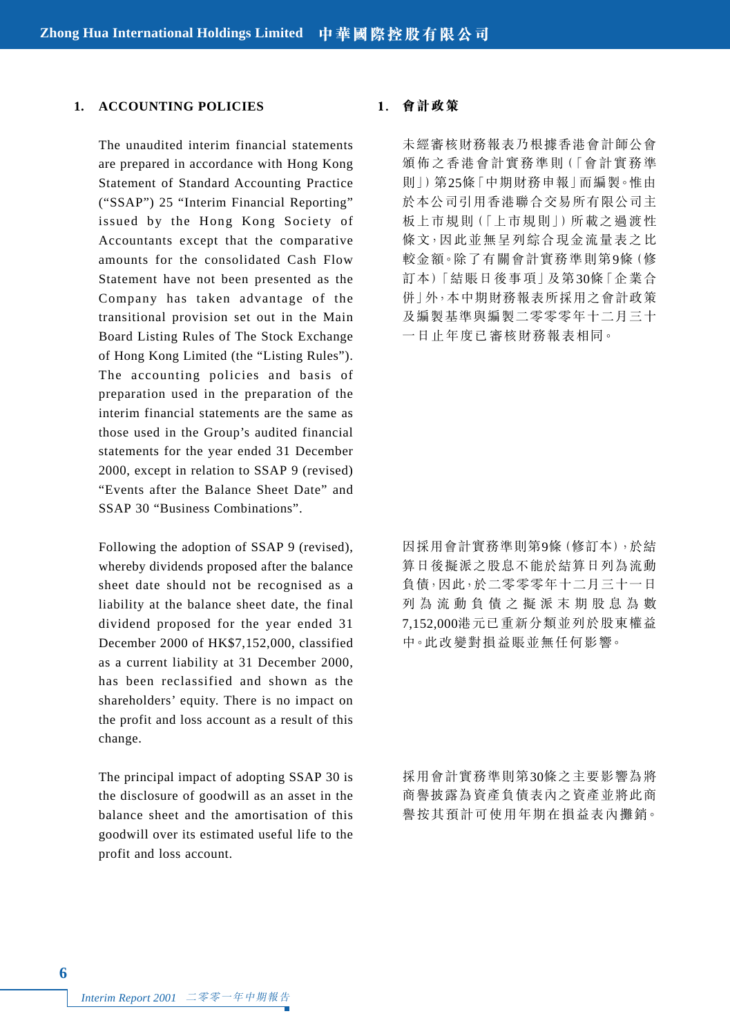## 1. ACCOUNTING POLICIES

The unaudited interim financial statements are prepared in accordance with Hong Kong Statement of Standard Accounting Practice ("SSAP") 25 "Interim Financial Reporting" issued by the Hong Kong Society of Accountants except that the comparative amounts for the consolidated Cash Flow Statement have not been presented as the Company has taken advantage of the transitional provision set out in the Main Board Listing Rules of The Stock Exchange of Hong Kong Limited (the "Listing Rules"). The accounting policies and basis of preparation used in the preparation of the interim financial statements are the same as those used in the Group's audited financial statements for the year ended 31 December 2000, except in relation to SSAP 9 (revised) "Events after the Balance Sheet Date" and SSAP 30 "Business Combinations".

Following the adoption of SSAP 9 (revised), whereby dividends proposed after the balance sheet date should not be recognised as a liability at the balance sheet date, the final dividend proposed for the year ended 31 December 2000 of HK$7,152,000, classified as a current liability at 31 December 2000, has been reclassified and shown as the shareholders' equity. There is no impact on the profit and loss account as a result of this change.

The principal impact of adopting SSAP 30 is the disclosure of goodwill as an asset in the balance sheet and the amortisation of this goodwill over its estimated useful life to the profit and loss account.

## 1. 會計政策

未經審核財務報表乃根據香港會計師公會頒佈之香港會計實務準則（「會計實務準則」）第25條「中期財務申報」而編製。惟由於本公司引用香港聯合交易所有限公司主板上市規則（「上市規則」）所載之過渡性條文，因此並無呈列綜合現金流量表之比較金額。除了有關會計實務準則第9條（修訂本）「結賬日後事項」及第30條「企業合併」外，本中期財務報表所採用之會計政策及編製基準與編製二零零零年十二月三十一日止年度已審核財務報表相同。

因採用會計實務準則第9條（修訂本），於結算日後擬派之股息不能於結算日列為流動負債，因此，於二零零零年十二月三十一日列為流動負債之擬派末期股息為數7,152,000港元已重新分類並列於股東權益中。此改變對損益賬並無任何影響。

採用會計實務準則第30條之主要影響為將商譽披露為資產負債表內之資產並將此商譽按其預計可使用年期在損益表內攤銷。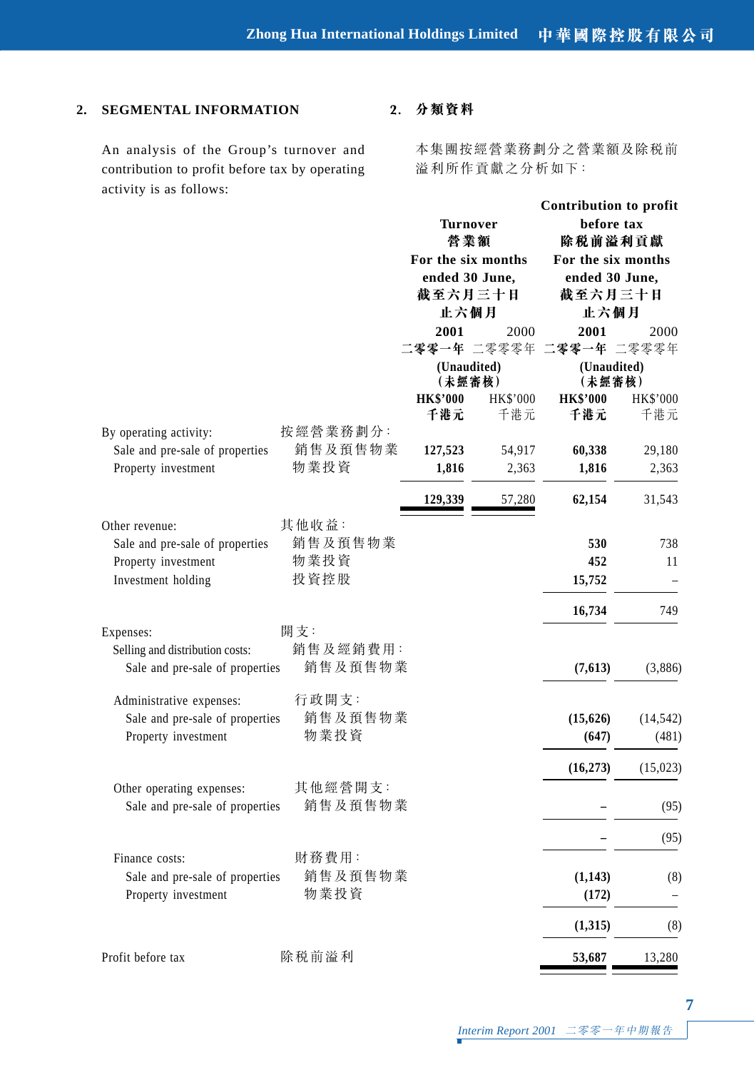## 2. SEGMENTAL INFORMATION

## 2. 分類資料

An analysis of the Group's turnover and contribution to profit before tax by operating activity is as follows:

本集團按經營業務劃分之營業額及除稅前溢利所作貢獻之分析如下：

| | | Turnover 營業額 For the six months ended 30 June, 截至六月三十日止六個月 | | Contribution to profit before tax 除稅前溢利貢獻 For the six months ended 30 June, 截至六月三十日止六個月 | |
|---|---|---|---|---|---|
| | | **2001 二零零一年** | 2000 二零零零年 | **2001 二零零一年** | 2000 二零零零年 |
| | | **(Unaudited) (未經審核)** | | **(Unaudited) (未經審核)** | |
| | | **HK$'000 千港元** | HK$'000 千港元 | **HK$'000 千港元** | HK$'000 千港元 |
| By operating activity: | 按經營業務劃分： | | | | |
| Sale and pre-sale of properties | 銷售及預售物業 | **127,523** | 54,917 | **60,338** | 29,180 |
| Property investment | 物業投資 | **1,816** | 2,363 | **1,816** | 2,363 |
| | | **129,339** | 57,280 | **62,154** | 31,543 |
| Other revenue: | 其他收益： | | | | |
| Sale and pre-sale of properties | 銷售及預售物業 | | | **530** | 738 |
| Property investment | 物業投資 | | | **452** | 11 |
| Investment holding | 投資控股 | | | **15,752** | – |
| | | | | **16,734** | 749 |
| Expenses: | 開支： | | | | |
| Selling and distribution costs: | 銷售及經銷費用： | | | | |
| Sale and pre-sale of properties | 銷售及預售物業 | | | **(7,613)** | (3,886) |
| Administrative expenses: | 行政開支： | | | | |
| Sale and pre-sale of properties | 銷售及預售物業 | | | **(15,626)** | (14,542) |
| Property investment | 物業投資 | | | **(647)** | (481) |
| | | | | **(16,273)** | (15,023) |
| Other operating expenses: | 其他經營開支： | | | | |
| Sale and pre-sale of properties | 銷售及預售物業 | | | **–** | (95) |
| | | | | **–** | (95) |
| Finance costs: | 財務費用： | | | | |
| Sale and pre-sale of properties | 銷售及預售物業 | | | **(1,143)** | (8) |
| Property investment | 物業投資 | | | **(172)** | – |
| | | | | **(1,315)** | (8) |
| Profit before tax | 除稅前溢利 | | | **53,687** | 13,280 |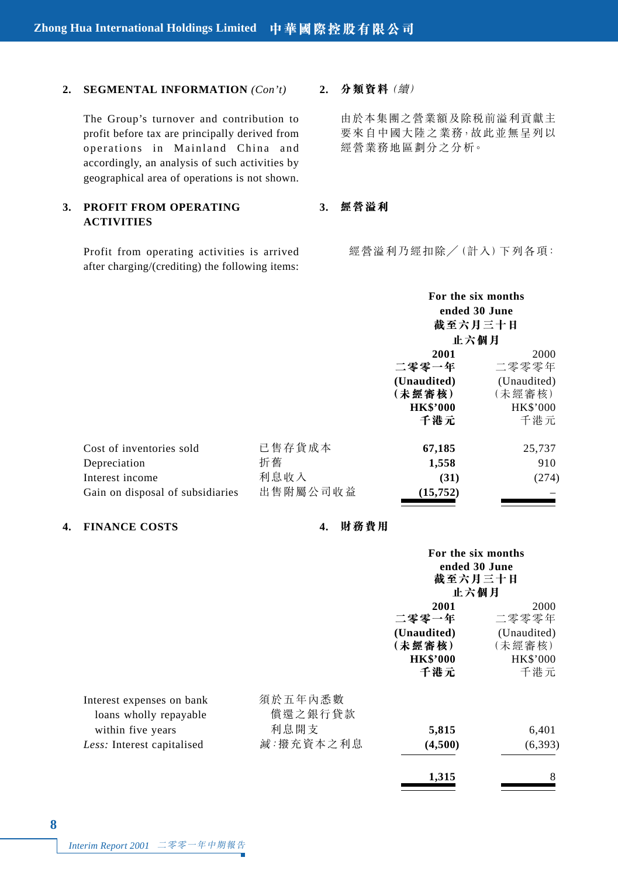## 2. SEGMENTAL INFORMATION *(Con't)*　分類資料（續）

The Group's turnover and contribution to profit before tax are principally derived from operations in Mainland China and accordingly, an analysis of such activities by geographical area of operations is not shown.

由於本集團之營業額及除稅前溢利貢獻主要來自中國大陸之業務，故此並無呈列以經營業務地區劃分之分析。

## 3. PROFIT FROM OPERATING ACTIVITIES　經營溢利

Profit from operating activities is arrived after charging/(crediting) the following items:

經營溢利乃經扣除／（計入）下列各項：

| | | For the six months ended 30 June 截至六月三十日止六個月 | |
|---|---|---|---|
| | | **2001 二零零一年 (Unaudited) (未經審核) HK$'000 千港元** | 2000 二零零零年 (Unaudited) (未經審核) HK$'000 千港元 |
| Cost of inventories sold | 已售存貨成本 | **67,185** | 25,737 |
| Depreciation | 折舊 | **1,558** | 910 |
| Interest income | 利息收入 | **(31)** | (274) |
| Gain on disposal of subsidiaries | 出售附屬公司收益 | **(15,752)** | – |

## 4. FINANCE COSTS　財務費用

| | | For the six months ended 30 June 截至六月三十日止六個月 | |
|---|---|---|---|
| | | **2001 二零零一年 (Unaudited) (未經審核) HK$'000 千港元** | 2000 二零零零年 (Unaudited) (未經審核) HK$'000 千港元 |
| Interest expenses on bank loans wholly repayable within five years | 須於五年內悉數償還之銀行貸款利息開支 | **5,815** | 6,401 |
| *Less:* Interest capitalised | *減*：撥充資本之利息 | **(4,500)** | (6,393) |
| | | **1,315** | 8 |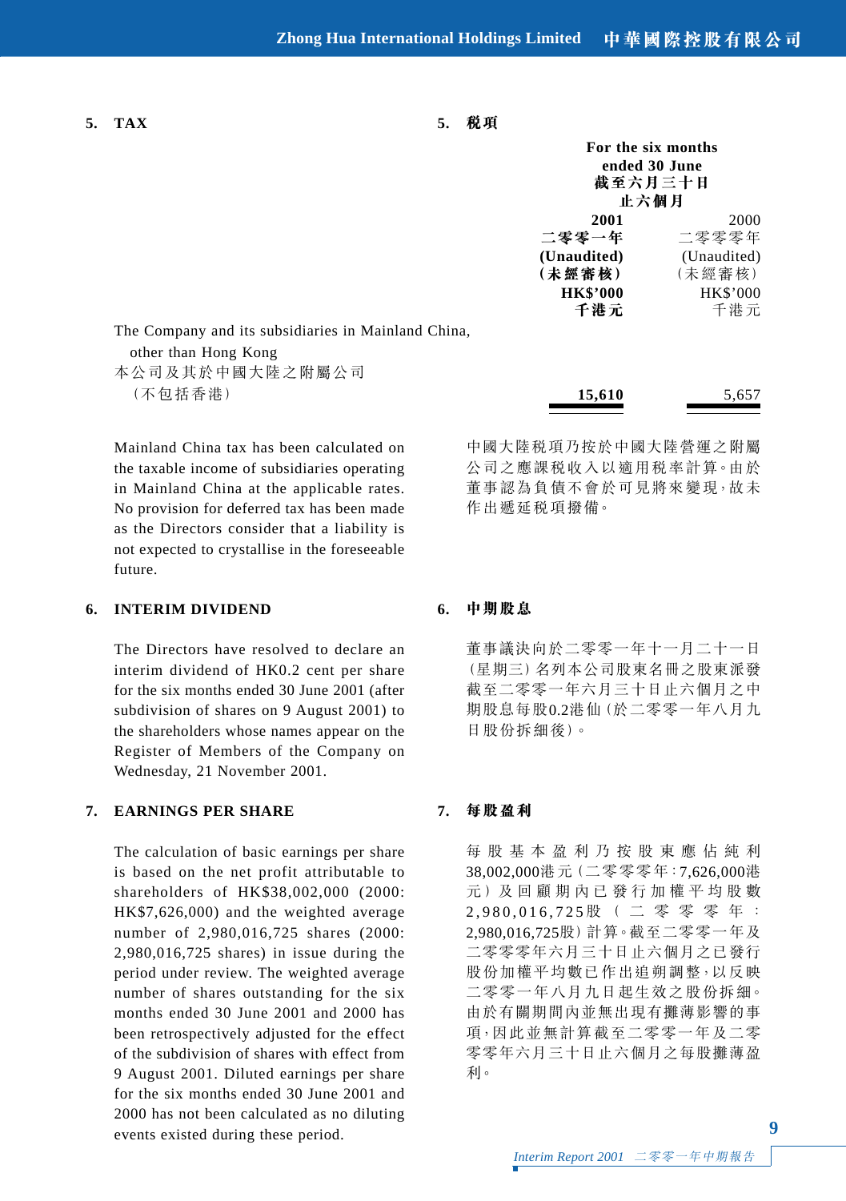## 5. TAX

## 5. 稅項

| | For the six months ended 30 June 截至六月三十日止六個月 | |
|---|---|---|
| | **2001 二零零一年 (Unaudited) (未經審核) HK$'000 千港元** | 2000 二零零零年 (Unaudited) (未經審核) HK$'000 千港元 |
| The Company and its subsidiaries in Mainland China, other than Hong Kong 本公司及其於中國大陸之附屬公司（不包括香港） | **15,610** | 5,657 |

Mainland China tax has been calculated on the taxable income of subsidiaries operating in Mainland China at the applicable rates. No provision for deferred tax has been made as the Directors consider that a liability is not expected to crystallise in the foreseeable future.

中國大陸稅項乃按於中國大陸營運之附屬公司之應課稅收入以適用稅率計算。由於董事認為負債不會於可見將來變現，故未作出遞延稅項撥備。

## 6. INTERIM DIVIDEND

## 6. 中期股息

The Directors have resolved to declare an interim dividend of HK0.2 cent per share for the six months ended 30 June 2001 (after subdivision of shares on 9 August 2001) to the shareholders whose names appear on the Register of Members of the Company on Wednesday, 21 November 2001.

董事議決向於二零零一年十一月二十一日（星期三）名列本公司股東名冊之股東派發截至二零零一年六月三十日止六個月之中期股息每股0.2港仙（於二零零一年八月九日股份拆細後）。

## 7. EARNINGS PER SHARE

## 7. 每股盈利

The calculation of basic earnings per share is based on the net profit attributable to shareholders of HK$38,002,000 (2000: HK$7,626,000) and the weighted average number of 2,980,016,725 shares (2000: 2,980,016,725 shares) in issue during the period under review. The weighted average number of shares outstanding for the six months ended 30 June 2001 and 2000 has been retrospectively adjusted for the effect of the subdivision of shares with effect from 9 August 2001. Diluted earnings per share for the six months ended 30 June 2001 and 2000 has not been calculated as no diluting events existed during these period.

每股基本盈利乃按股東應佔純利38,002,000港元（二零零零年：7,626,000港元）及回顧期內已發行加權平均股數2,980,016,725股（二零零零年：2,980,016,725股）計算。截至二零零一年及二零零零年六月三十日止六個月之已發行股份加權平均數已作出追溯調整，以反映二零零一年八月九日起生效之股份拆細。由於有關期間內並無出現有攤薄影響的事項，因此並無計算截至二零零一年及二零零零年六月三十日止六個月之每股攤薄盈利。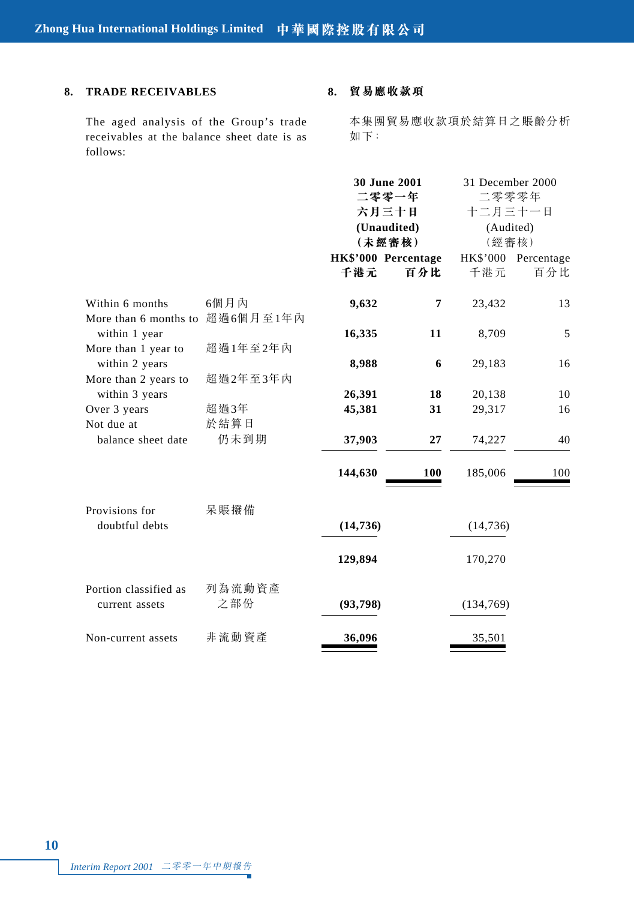## 8. TRADE RECEIVABLES

## 8. 貿易應收款項

The aged analysis of the Group's trade receivables at the balance sheet date is as follows:

本集團貿易應收款項於結算日之賬齡分析如下：

| | | **30 June 2001 二零零一年六月三十日 (Unaudited) (未經審核)** | | 31 December 2000 二零零零年十二月三十一日 (Audited) (經審核) | |
|---|---|---|---|---|---|
| | | **HK$'000 千港元** | **Percentage 百分比** | HK$'000 千港元 | Percentage 百分比 |
| Within 6 months | 6個月內 | **9,632** | **7** | 23,432 | 13 |
| More than 6 months to within 1 year | 超過6個月至1年內 | **16,335** | **11** | 8,709 | 5 |
| More than 1 year to within 2 years | 超過1年至2年內 | **8,988** | **6** | 29,183 | 16 |
| More than 2 years to within 3 years | 超過2年至3年內 | **26,391** | **18** | 20,138 | 10 |
| Over 3 years | 超過3年 | **45,381** | **31** | 29,317 | 16 |
| Not due at balance sheet date | 於結算日仍未到期 | **37,903** | **27** | 74,227 | 40 |
| | | **144,630** | **100** | 185,006 | 100 |
| Provisions for doubtful debts | 呆賬撥備 | **(14,736)** | | (14,736) | |
| | | **129,894** | | 170,270 | |
| Portion classified as current assets | 列為流動資產之部份 | **(93,798)** | | (134,769) | |
| Non-current assets | 非流動資產 | **36,096** | | 35,501 | |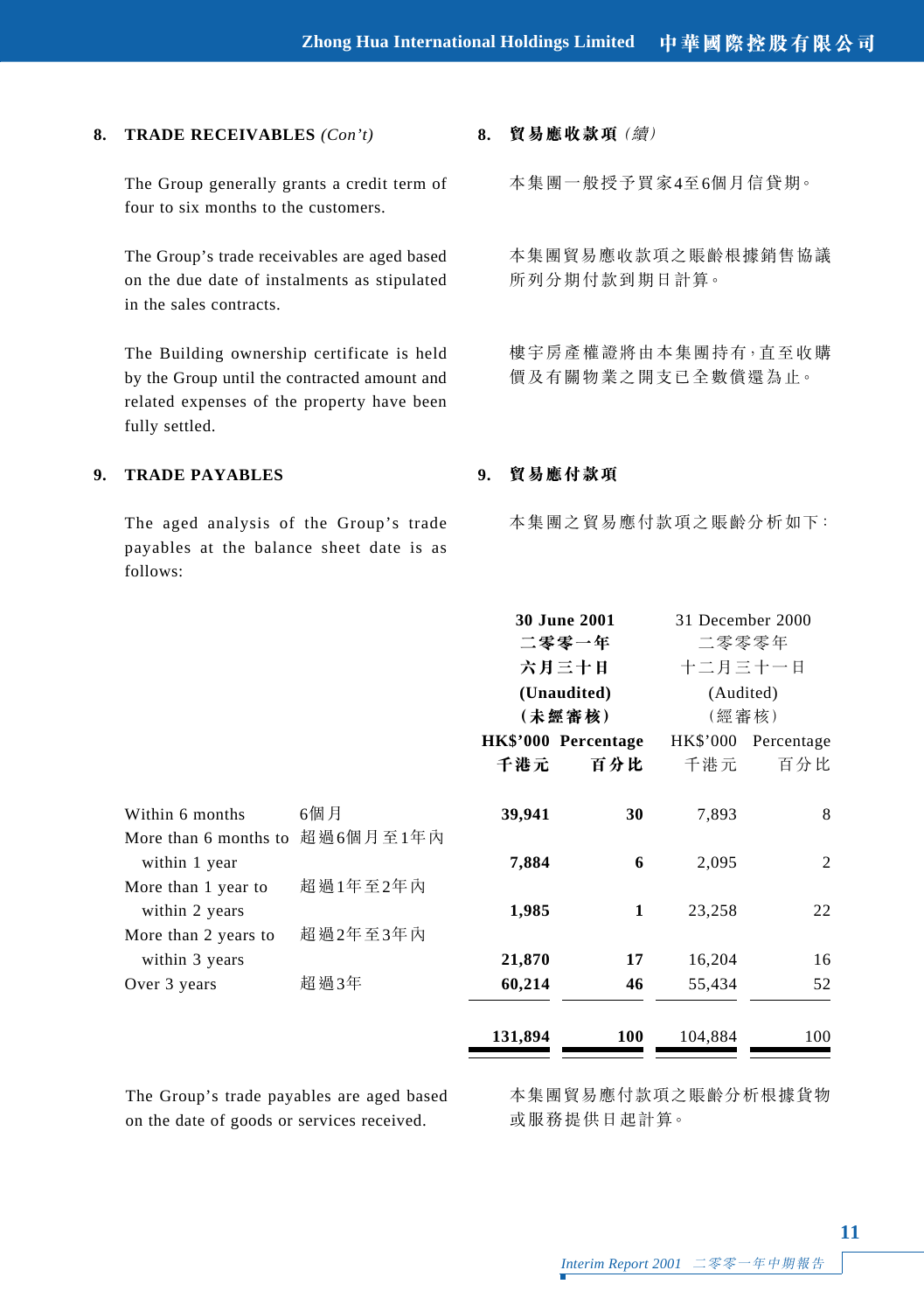## 8. TRADE RECEIVABLES *(Con't)*

## 8. 貿易應收款項（續）

The Group generally grants a credit term of four to six months to the customers.

本集團一般授予買家4至6個月信貸期。

The Group's trade receivables are aged based on the due date of instalments as stipulated in the sales contracts.

本集團貿易應收款項之賬齡根據銷售協議所列分期付款到期日計算。

The Building ownership certificate is held by the Group until the contracted amount and related expenses of the property have been fully settled.

樓宇房產權證將由本集團持有，直至收購價及有關物業之開支已全數償還為止。

## 9. TRADE PAYABLES

## 9. 貿易應付款項

The aged analysis of the Group's trade payables at the balance sheet date is as follows:

本集團之貿易應付款項之賬齡分析如下：

| | | **30 June 2001 二零零一年 六月三十日 (Unaudited) (未經審核)** | | 31 December 2000 二零零零年 十二月三十一日 (Audited) (經審核) | |
|---|---|---|---|---|---|
| | | **HK$'000 千港元** | **Percentage 百分比** | HK$'000 千港元 | Percentage 百分比 |
| Within 6 months | 6個月 | **39,941** | **30** | 7,893 | 8 |
| More than 6 months to within 1 year | 超過6個月至1年內 | **7,884** | **6** | 2,095 | 2 |
| More than 1 year to within 2 years | 超過1年至2年內 | **1,985** | **1** | 23,258 | 22 |
| More than 2 years to within 3 years | 超過2年至3年內 | **21,870** | **17** | 16,204 | 16 |
| Over 3 years | 超過3年 | **60,214** | **46** | 55,434 | 52 |
| | | **131,894** | **100** | 104,884 | 100 |

The Group's trade payables are aged based on the date of goods or services received.

本集團貿易應付款項之賬齡分析根據貨物或服務提供日起計算。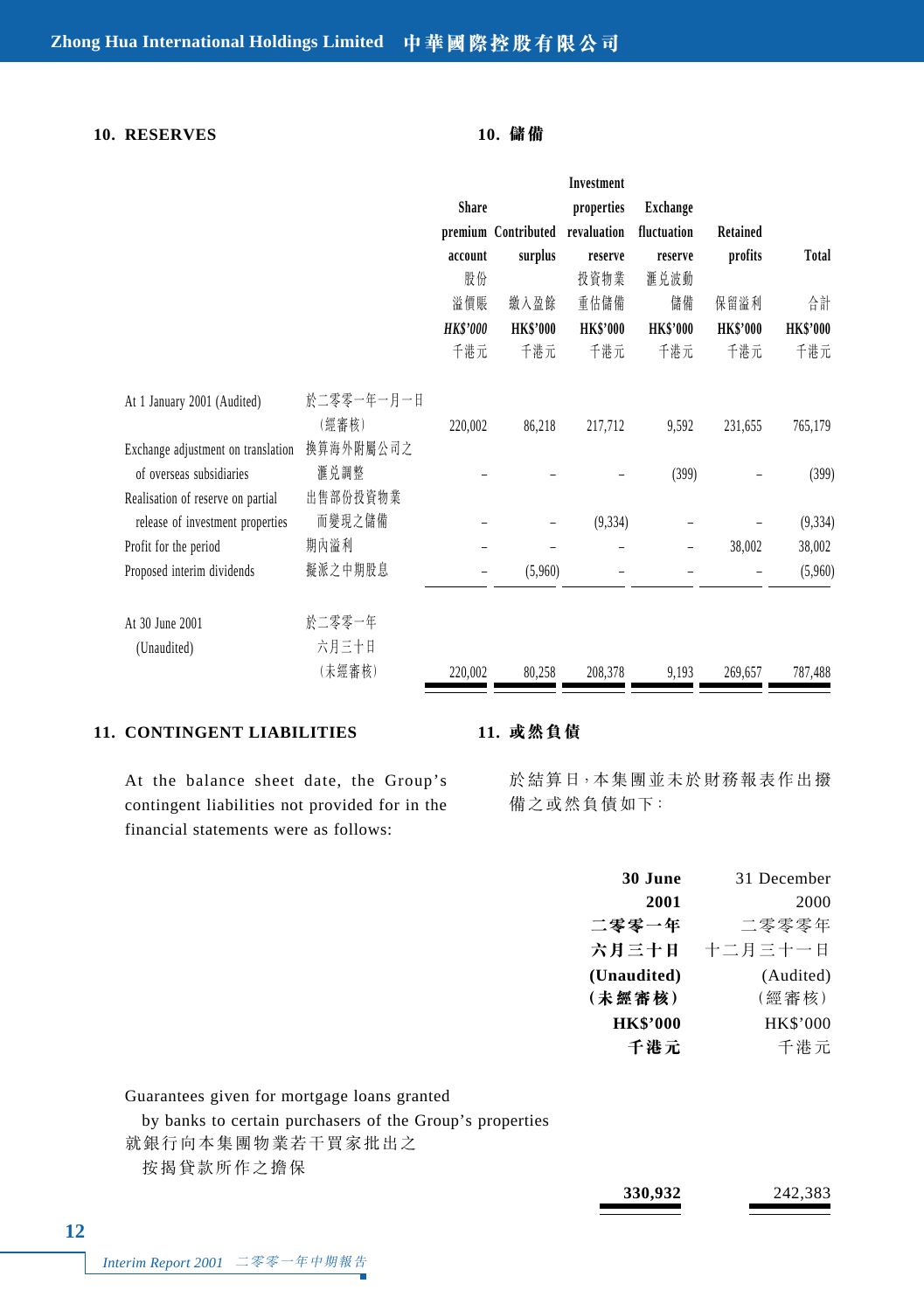## 10. RESERVES

## 10. 儲備

| | | Share premium account 股份溢價賬 *HK$'000* 千港元 | Contributed surplus 繳入盈餘 HK$'000 千港元 | Investment properties revaluation reserve 投資物業重估儲備 HK$'000 千港元 | Exchange fluctuation reserve 匯兌波動儲備 HK$'000 千港元 | Retained profits 保留溢利 HK$'000 千港元 | Total 合計 HK$'000 千港元 |
|---|---|---|---|---|---|---|---|
| At 1 January 2001 (Audited) | 於二零零一年一月一日（經審核） | 220,002 | 86,218 | 217,712 | 9,592 | 231,655 | 765,179 |
| Exchange adjustment on translation of overseas subsidiaries | 換算海外附屬公司之匯兌調整 | – | – | – | (399) | – | (399) |
| Realisation of reserve on partial release of investment properties | 出售部份投資物業而變現之儲備 | – | – | (9,334) | – | – | (9,334) |
| Profit for the period | 期內溢利 | – | – | – | – | 38,002 | 38,002 |
| Proposed interim dividends | 擬派之中期股息 | – | (5,960) | – | – | – | (5,960) |
| At 30 June 2001 (Unaudited) | 於二零零一年六月三十日（未經審核） | 220,002 | 80,258 | 208,378 | 9,193 | 269,657 | 787,488 |

## 11. CONTINGENT LIABILITIES

## 11. 或然負債

At the balance sheet date, the Group's contingent liabilities not provided for in the financial statements were as follows:

於結算日，本集團並未於財務報表作出撥備之或然負債如下：

| | **30 June 2001 二零零一年六月三十日 (Unaudited) （未經審核） HK$'000 千港元** | 31 December 2000 二零零零年十二月三十一日 (Audited) （經審核） HK$'000 千港元 |
|---|---|---|
| Guarantees given for mortgage loans granted by banks to certain purchasers of the Group's properties 就銀行向本集團物業若干買家批出之按揭貸款所作之擔保 | **330,932** | 242,383 |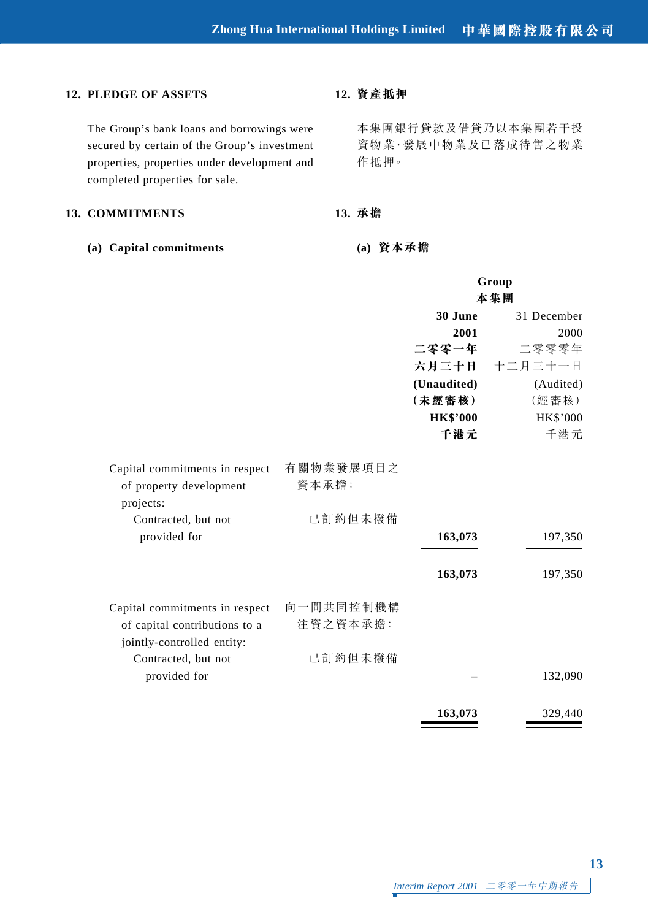## 12. PLEDGE OF ASSETS

## 12. 資產抵押

The Group's bank loans and borrowings were secured by certain of the Group's investment properties, properties under development and completed properties for sale.

本集團銀行貸款及借貸乃以本集團若干投資物業、發展中物業及已落成待售之物業作抵押。

## 13. COMMITMENTS

## 13. 承擔

### (a) Capital commitments

### (a) 資本承擔

| | | Group 本集團 | |
|---|---|---|---|
| | | **30 June 2001 二零零一年六月三十日 (Unaudited) (未經審核) HK$'000 千港元** | 31 December 2000 二零零零年十二月三十一日 (Audited) (經審核) HK$'000 千港元 |
| Capital commitments in respect of property development projects: | 有關物業發展項目之資本承擔: | | |
| Contracted, but not provided for | 已訂約但未撥備 | **163,073** | 197,350 |
| | | **163,073** | 197,350 |
| Capital commitments in respect of capital contributions to a jointly-controlled entity: | 向一間共同控制機構注資之資本承擔: | | |
| Contracted, but not provided for | 已訂約但未撥備 | **–** | 132,090 |
| | | **163,073** | 329,440 |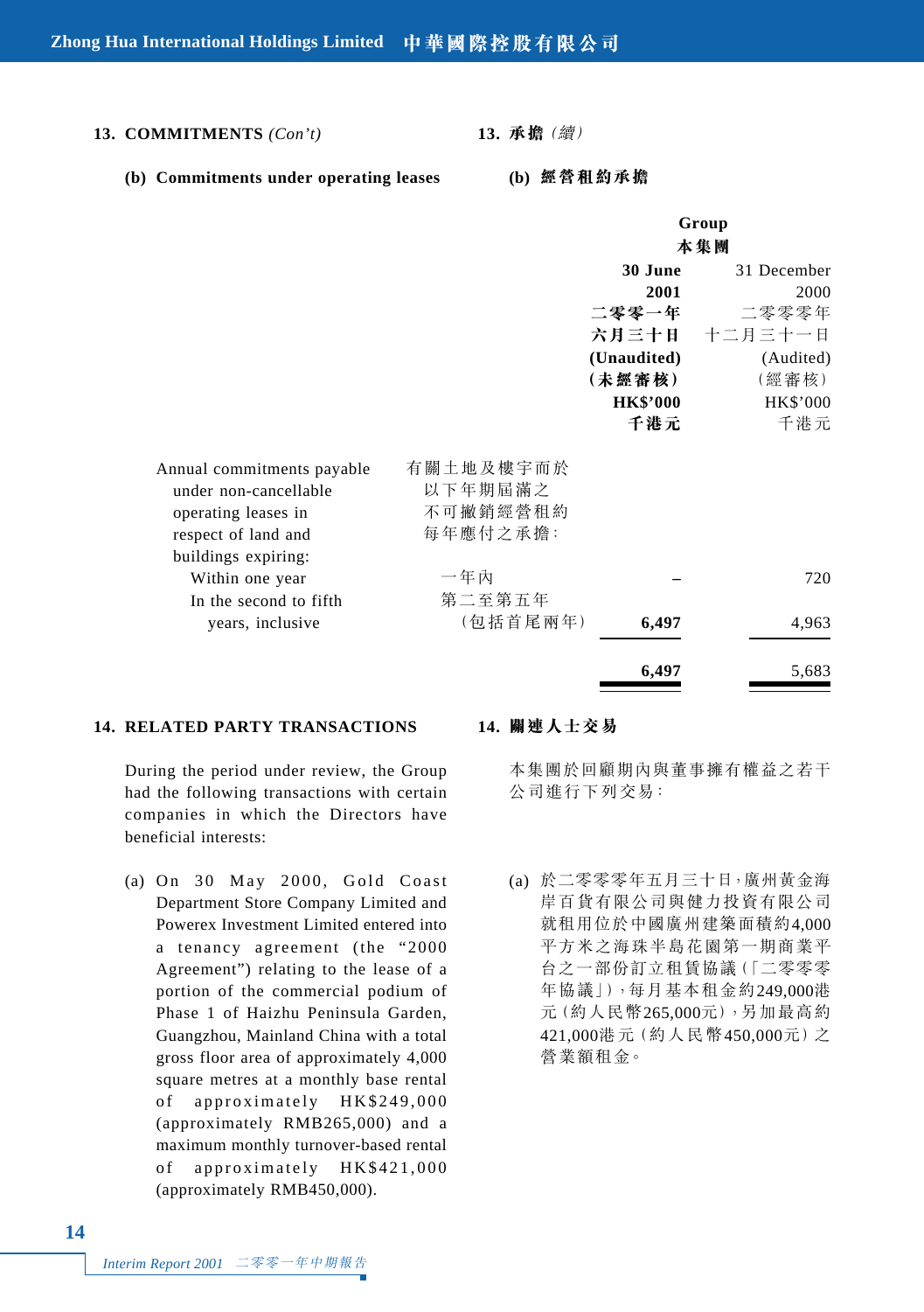## 13. COMMITMENTS *(Con't)* 13. 承擔（續）

### (b) Commitments under operating leases (b) 經營租約承擔

| | | Group 本集團 | |
|---|---|---|---|
| | | **30 June 2001 二零零一年六月三十日 (Unaudited) (未經審核) HK$'000 千港元** | 31 December 2000 二零零零年十二月三十一日 (Audited) (經審核) HK$'000 千港元 |
| Annual commitments payable under non-cancellable operating leases in respect of land and buildings expiring: | 有關土地及樓宇而於以下年期屆滿之不可撤銷經營租約每年應付之承擔： | | |
| Within one year | 一年內 | **–** | 720 |
| In the second to fifth years, inclusive | 第二至第五年（包括首尾兩年） | **6,497** | 4,963 |
| | | **6,497** | 5,683 |

## 14. RELATED PARTY TRANSACTIONS 14. 關連人士交易

During the period under review, the Group had the following transactions with certain companies in which the Directors have beneficial interests:

本集團於回顧期內與董事擁有權益之若干公司進行下列交易：

(a) On 30 May 2000, Gold Coast Department Store Company Limited and Powerex Investment Limited entered into a tenancy agreement (the "2000 Agreement") relating to the lease of a portion of the commercial podium of Phase 1 of Haizhu Peninsula Garden, Guangzhou, Mainland China with a total gross floor area of approximately 4,000 square metres at a monthly base rental of approximately HK$249,000 (approximately RMB265,000) and a maximum monthly turnover-based rental of approximately HK$421,000 (approximately RMB450,000).

(a) 於二零零零年五月三十日，廣州黃金海岸百貨有限公司與健力投資有限公司就租用位於中國廣州建築面積約4,000平方米之海珠半島花園第一期商業平台之一部份訂立租賃協議（「二零零零年協議」），每月基本租金約249,000港元（約人民幣265,000元），另加最高約421,000港元（約人民幣450,000元）之營業額租金。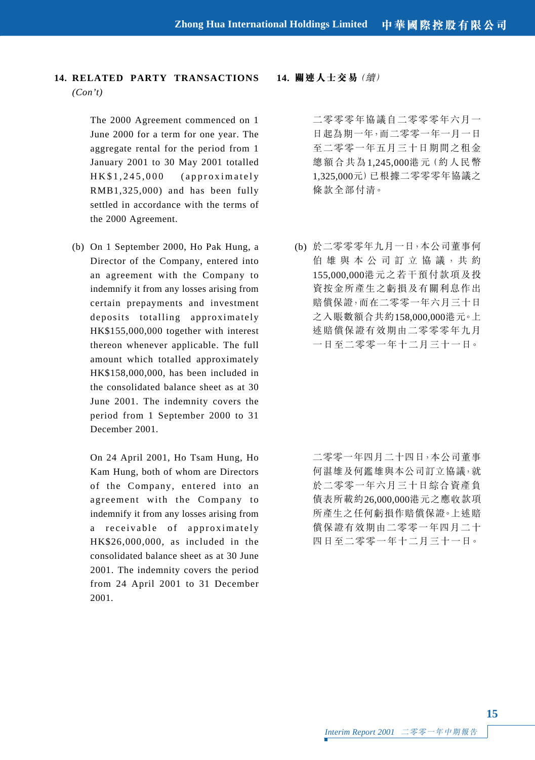## 14. RELATED PARTY TRANSACTIONS *(Con't)*

The 2000 Agreement commenced on 1 June 2000 for a term for one year. The aggregate rental for the period from 1 January 2001 to 30 May 2001 totalled HK$1,245,000 (approximately RMB1,325,000) and has been fully settled in accordance with the terms of the 2000 Agreement.

(b) On 1 September 2000, Ho Pak Hung, a Director of the Company, entered into an agreement with the Company to indemnify it from any losses arising from certain prepayments and investment deposits totalling approximately HK$155,000,000 together with interest thereon whenever applicable. The full amount which totalled approximately HK$158,000,000, has been included in the consolidated balance sheet as at 30 June 2001. The indemnity covers the period from 1 September 2000 to 31 December 2001.

On 24 April 2001, Ho Tsam Hung, Ho Kam Hung, both of whom are Directors of the Company, entered into an agreement with the Company to indemnify it from any losses arising from a receivable of approximately HK$26,000,000, as included in the consolidated balance sheet as at 30 June 2001. The indemnity covers the period from 24 April 2001 to 31 December 2001.

## 14. 關連人士交易 *(續)*

二零零零年協議自二零零零年六月一日起為期一年，而二零零一年一月一日至二零零一年五月三十日期間之租金總額合共為1,245,000港元（約人民幣1,325,000元）已根據二零零零年協議之條款全部付清。

(b) 於二零零零年九月一日，本公司董事何伯雄與本公司訂立協議，共約155,000,000港元之若干預付款項及投資按金所產生之虧損及有關利息作出賠償保證，而在二零零一年六月三十日之入賬數額合共約158,000,000港元。上述賠償保證有效期由二零零零年九月一日至二零零一年十二月三十一日。

二零零一年四月二十四日，本公司董事何湛雄及何鑑雄與本公司訂立協議，就於二零零一年六月三十日綜合資產負債表所載約26,000,000港元之應收款項所產生之任何虧損作賠償保證。上述賠償保證有效期由二零零一年四月二十四日至二零零一年十二月三十一日。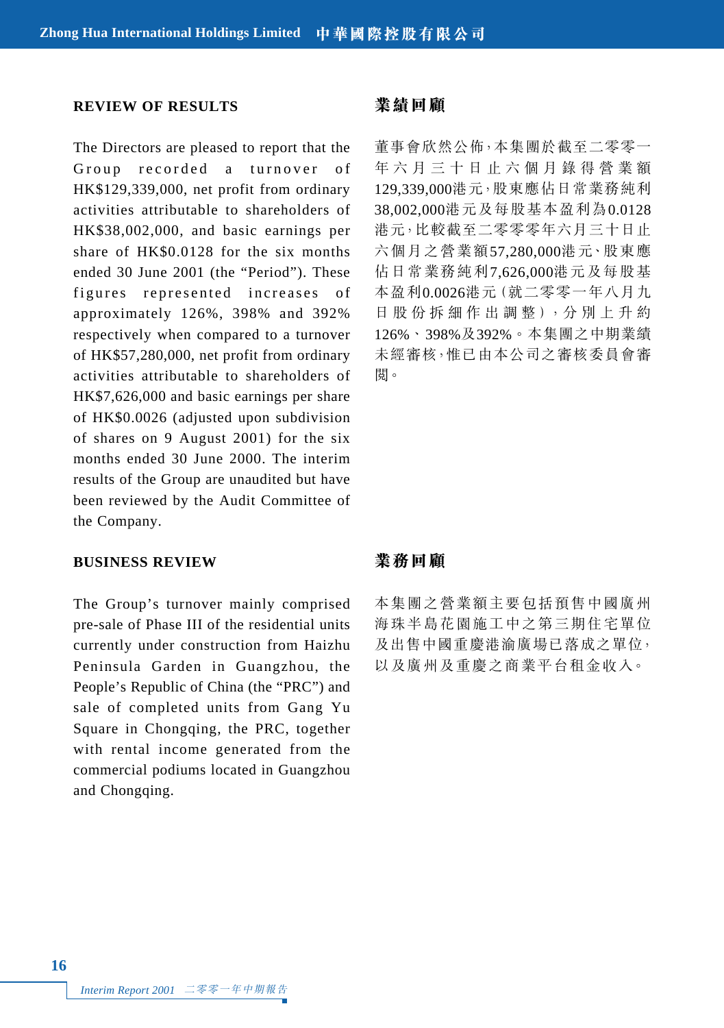## REVIEW OF RESULTS

The Directors are pleased to report that the Group recorded a turnover of HK$129,339,000, net profit from ordinary activities attributable to shareholders of HK$38,002,000, and basic earnings per share of HK$0.0128 for the six months ended 30 June 2001 (the "Period"). These figures represented increases of approximately 126%, 398% and 392% respectively when compared to a turnover of HK$57,280,000, net profit from ordinary activities attributable to shareholders of HK$7,626,000 and basic earnings per share of HK$0.0026 (adjusted upon subdivision of shares on 9 August 2001) for the six months ended 30 June 2000. The interim results of the Group are unaudited but have been reviewed by the Audit Committee of the Company.

## 業績回顧

董事會欣然公佈，本集團於截至二零零一年六月三十日止六個月錄得營業額129,339,000港元，股東應佔日常業務純利38,002,000港元及每股基本盈利為0.0128港元，比較截至二零零零年六月三十日止六個月之營業額57,280,000港元、股東應佔日常業務純利7,626,000港元及每股基本盈利0.0026港元（就二零零一年八月九日股份拆細作出調整），分別上升約126%、398%及392%。本集團之中期業績未經審核，惟已由本公司之審核委員會審閱。

## BUSINESS REVIEW

The Group's turnover mainly comprised pre-sale of Phase III of the residential units currently under construction from Haizhu Peninsula Garden in Guangzhou, the People's Republic of China (the "PRC") and sale of completed units from Gang Yu Square in Chongqing, the PRC, together with rental income generated from the commercial podiums located in Guangzhou and Chongqing.

## 業務回顧

本集團之營業額主要包括預售中國廣州海珠半島花園施工中之第三期住宅單位及出售中國重慶港渝廣場已落成之單位，以及廣州及重慶之商業平台租金收入。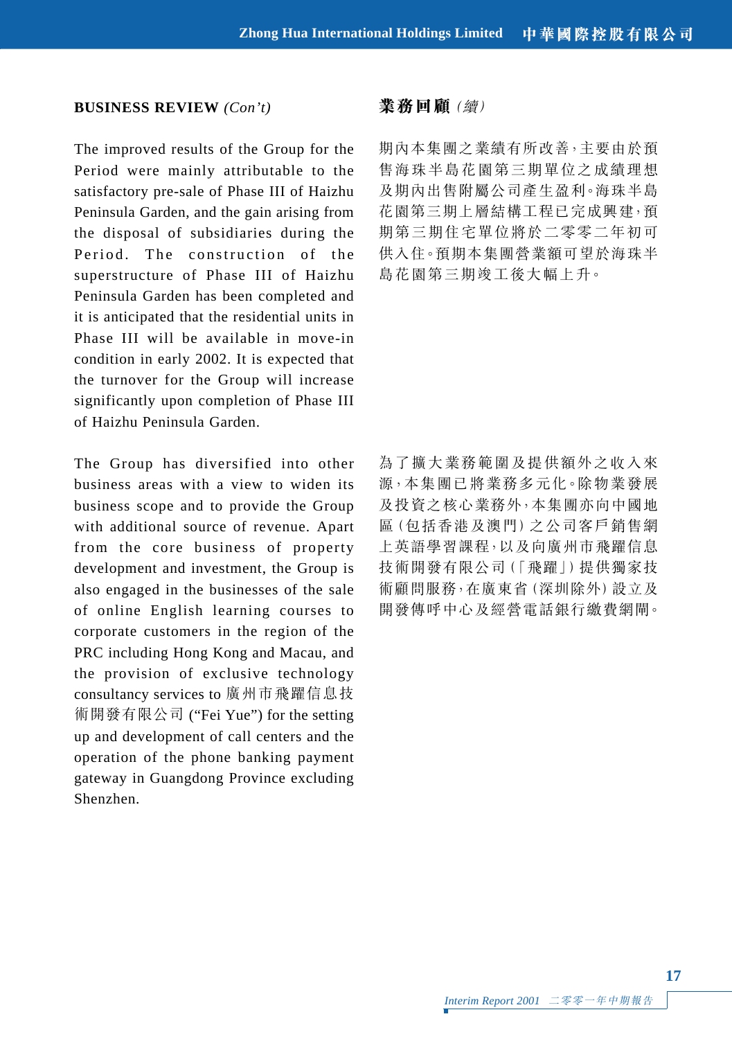## BUSINESS REVIEW *(Con't)*

The improved results of the Group for the Period were mainly attributable to the satisfactory pre-sale of Phase III of Haizhu Peninsula Garden, and the gain arising from the disposal of subsidiaries during the Period. The construction of the superstructure of Phase III of Haizhu Peninsula Garden has been completed and it is anticipated that the residential units in Phase III will be available in move-in condition in early 2002. It is expected that the turnover for the Group will increase significantly upon completion of Phase III of Haizhu Peninsula Garden.

The Group has diversified into other business areas with a view to widen its business scope and to provide the Group with additional source of revenue. Apart from the core business of property development and investment, the Group is also engaged in the businesses of the sale of online English learning courses to corporate customers in the region of the PRC including Hong Kong and Macau, and the provision of exclusive technology consultancy services to 廣州市飛躍信息技術開發有限公司 ("Fei Yue") for the setting up and development of call centers and the operation of the phone banking payment gateway in Guangdong Province excluding Shenzhen.

## 業務回顧 *(續)*

期內本集團之業績有所改善，主要由於預售海珠半島花園第三期單位之成績理想及期內出售附屬公司產生盈利。海珠半島花園第三期上層結構工程已完成興建，預期第三期住宅單位將於二零零二年初可供入住。預期本集團營業額可望於海珠半島花園第三期竣工後大幅上升。

為了擴大業務範圍及提供額外之收入來源，本集團已將業務多元化。除物業發展及投資之核心業務外，本集團亦向中國地區（包括香港及澳門）之公司客戶銷售網上英語學習課程，以及向廣州市飛躍信息技術開發有限公司（「飛躍」）提供獨家技術顧問服務，在廣東省（深圳除外）設立及開發傳呼中心及經營電話銀行繳費網閘。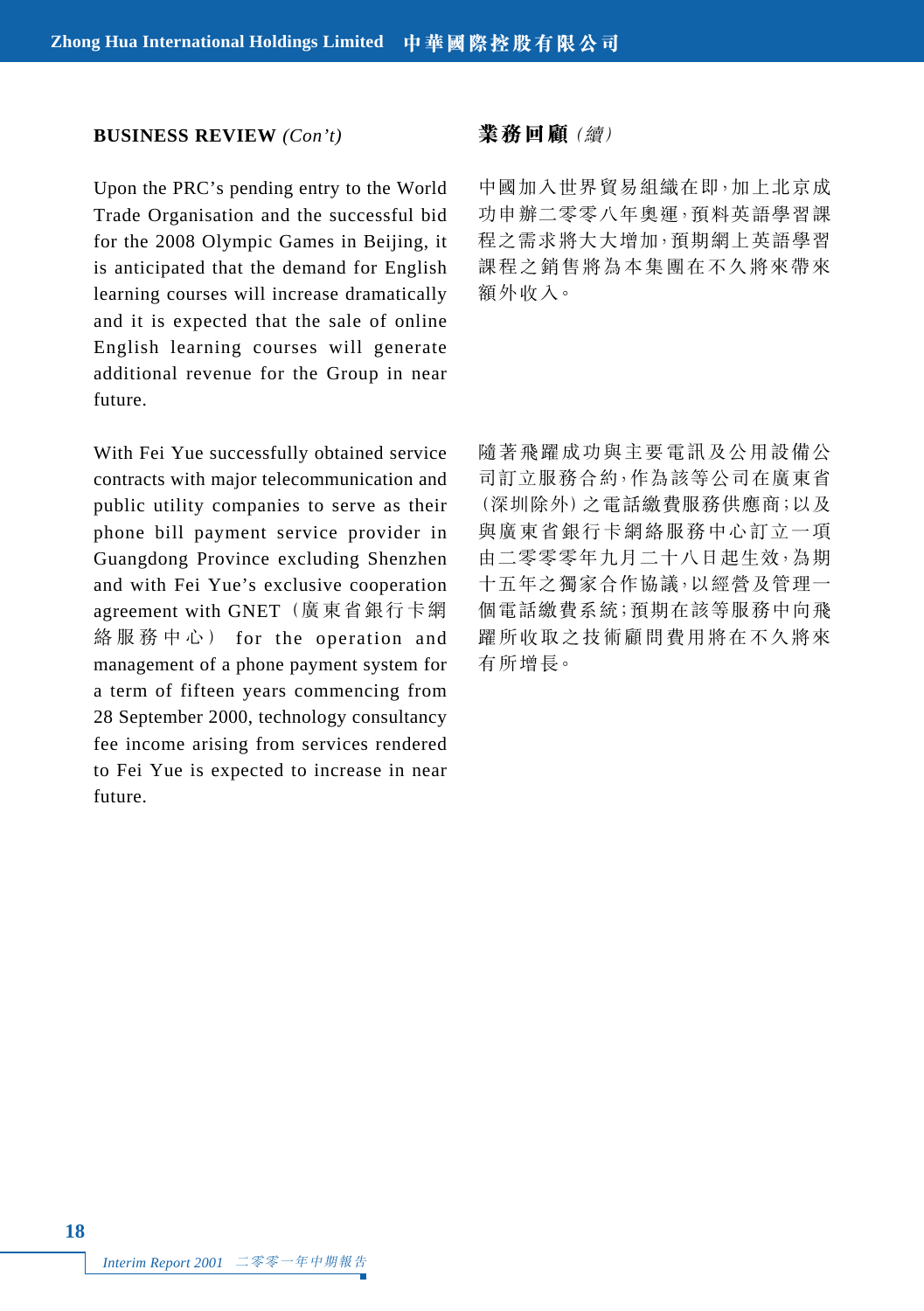**BUSINESS REVIEW** *(Con't)*

Upon the PRC's pending entry to the World Trade Organisation and the successful bid for the 2008 Olympic Games in Beijing, it is anticipated that the demand for English learning courses will increase dramatically and it is expected that the sale of online English learning courses will generate additional revenue for the Group in near future.

With Fei Yue successfully obtained service contracts with major telecommunication and public utility companies to serve as their phone bill payment service provider in Guangdong Province excluding Shenzhen and with Fei Yue's exclusive cooperation agreement with GNET（廣東省銀行卡網絡服務中心） for the operation and management of a phone payment system for a term of fifteen years commencing from 28 September 2000, technology consultancy fee income arising from services rendered to Fei Yue is expected to increase in near future.

**業務回顧** *（續）*

中國加入世界貿易組織在即，加上北京成功申辦二零零八年奧運，預料英語學習課程之需求將大大增加，預期網上英語學習課程之銷售將為本集團在不久將來帶來額外收入。

隨著飛躍成功與主要電訊及公用設備公司訂立服務合約，作為該等公司在廣東省（深圳除外）之電話繳費服務供應商；以及與廣東省銀行卡網絡服務中心訂立一項由二零零零年九月二十八日起生效，為期十五年之獨家合作協議，以經營及管理一個電話繳費系統；預期在該等服務中向飛躍所收取之技術顧問費用將在不久將來有所增長。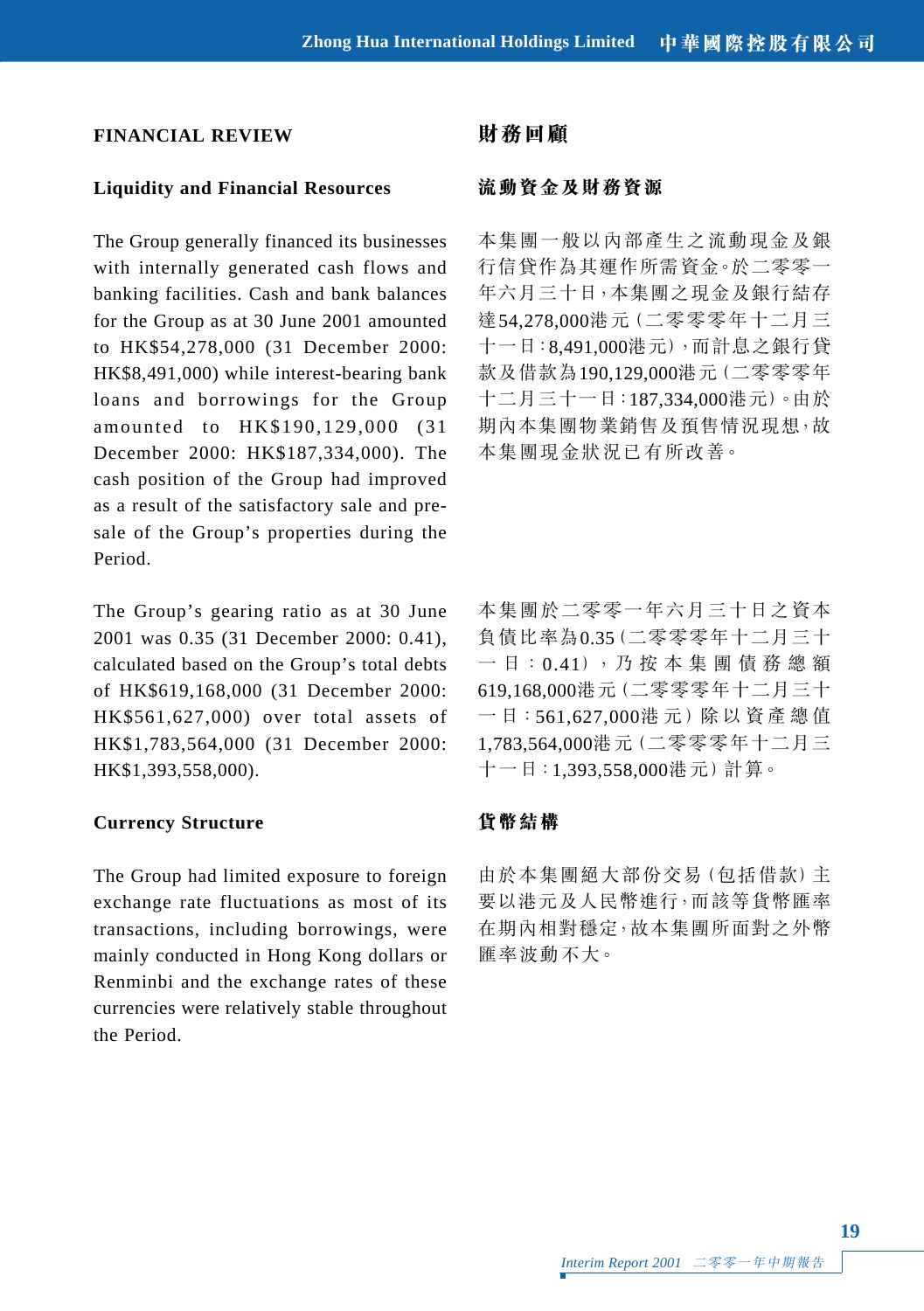## FINANCIAL REVIEW

### Liquidity and Financial Resources

The Group generally financed its businesses with internally generated cash flows and banking facilities. Cash and bank balances for the Group as at 30 June 2001 amounted to HK$54,278,000 (31 December 2000: HK$8,491,000) while interest-bearing bank loans and borrowings for the Group amounted to HK$190,129,000 (31 December 2000: HK$187,334,000). The cash position of the Group had improved as a result of the satisfactory sale and pre-sale of the Group's properties during the Period.

The Group's gearing ratio as at 30 June 2001 was 0.35 (31 December 2000: 0.41), calculated based on the Group's total debts of HK$619,168,000 (31 December 2000: HK$561,627,000) over total assets of HK$1,783,564,000 (31 December 2000: HK$1,393,558,000).

### Currency Structure

The Group had limited exposure to foreign exchange rate fluctuations as most of its transactions, including borrowings, were mainly conducted in Hong Kong dollars or Renminbi and the exchange rates of these currencies were relatively stable throughout the Period.

## 財務回顧

### 流動資金及財務資源

本集團一般以內部產生之流動現金及銀行信貸作為其運作所需資金。於二零零一年六月三十日，本集團之現金及銀行結存達54,278,000港元（二零零零年十二月三十一日：8,491,000港元），而計息之銀行貸款及借款為190,129,000港元（二零零零年十二月三十一日：187,334,000港元）。由於期內本集團物業銷售及預售情況理想，故本集團現金狀況已有所改善。

本集團於二零零一年六月三十日之資本負債比率為0.35（二零零零年十二月三十一日：0.41），乃按本集團債務總額619,168,000港元（二零零零年十二月三十一日：561,627,000港元）除以資產總值1,783,564,000港元（二零零零年十二月三十一日：1,393,558,000港元）計算。

### 貨幣結構

由於本集團絕大部份交易（包括借款）主要以港元及人民幣進行，而該等貨幣匯率在期內相對穩定，故本集團所面對之外幣匯率波動不大。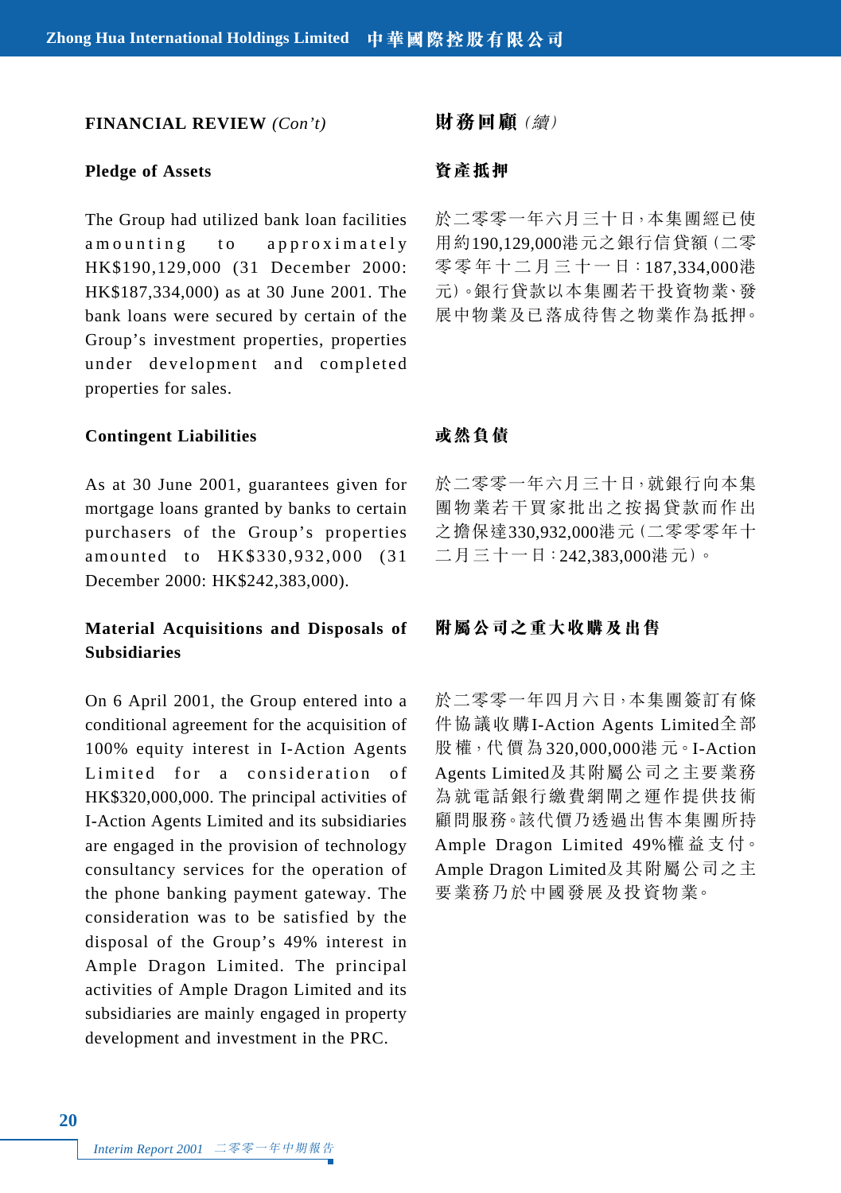## FINANCIAL REVIEW *(Con't)*

### Pledge of Assets

The Group had utilized bank loan facilities amounting to approximately HK$190,129,000 (31 December 2000: HK$187,334,000) as at 30 June 2001. The bank loans were secured by certain of the Group's investment properties, properties under development and completed properties for sales.

### Contingent Liabilities

As at 30 June 2001, guarantees given for mortgage loans granted by banks to certain purchasers of the Group's properties amounted to HK$330,932,000 (31 December 2000: HK$242,383,000).

### Material Acquisitions and Disposals of Subsidiaries

On 6 April 2001, the Group entered into a conditional agreement for the acquisition of 100% equity interest in I-Action Agents Limited for a consideration of HK$320,000,000. The principal activities of I-Action Agents Limited and its subsidiaries are engaged in the provision of technology consultancy services for the operation of the phone banking payment gateway. The consideration was to be satisfied by the disposal of the Group's 49% interest in Ample Dragon Limited. The principal activities of Ample Dragon Limited and its subsidiaries are mainly engaged in property development and investment in the PRC.

## 財務回顧 *(續)*

### 資產抵押

於二零零一年六月三十日，本集團經已使用約190,129,000港元之銀行信貸額（二零零零年十二月三十一日：187,334,000港元）。銀行貸款以本集團若干投資物業、發展中物業及已落成待售之物業作為抵押。

### 或然負債

於二零零一年六月三十日，就銀行向本集團物業若干買家批出之按揭貸款而作出之擔保達330,932,000港元（二零零零年十二月三十一日：242,383,000港元）。

### 附屬公司之重大收購及出售

於二零零一年四月六日，本集團簽訂有條件協議收購I-Action Agents Limited全部股權，代價為320,000,000港元。I-Action Agents Limited及其附屬公司之主要業務為就電話銀行繳費網閘之運作提供技術顧問服務。該代價乃透過出售本集團所持Ample Dragon Limited 49%權益支付。Ample Dragon Limited及其附屬公司之主要業務乃於中國發展及投資物業。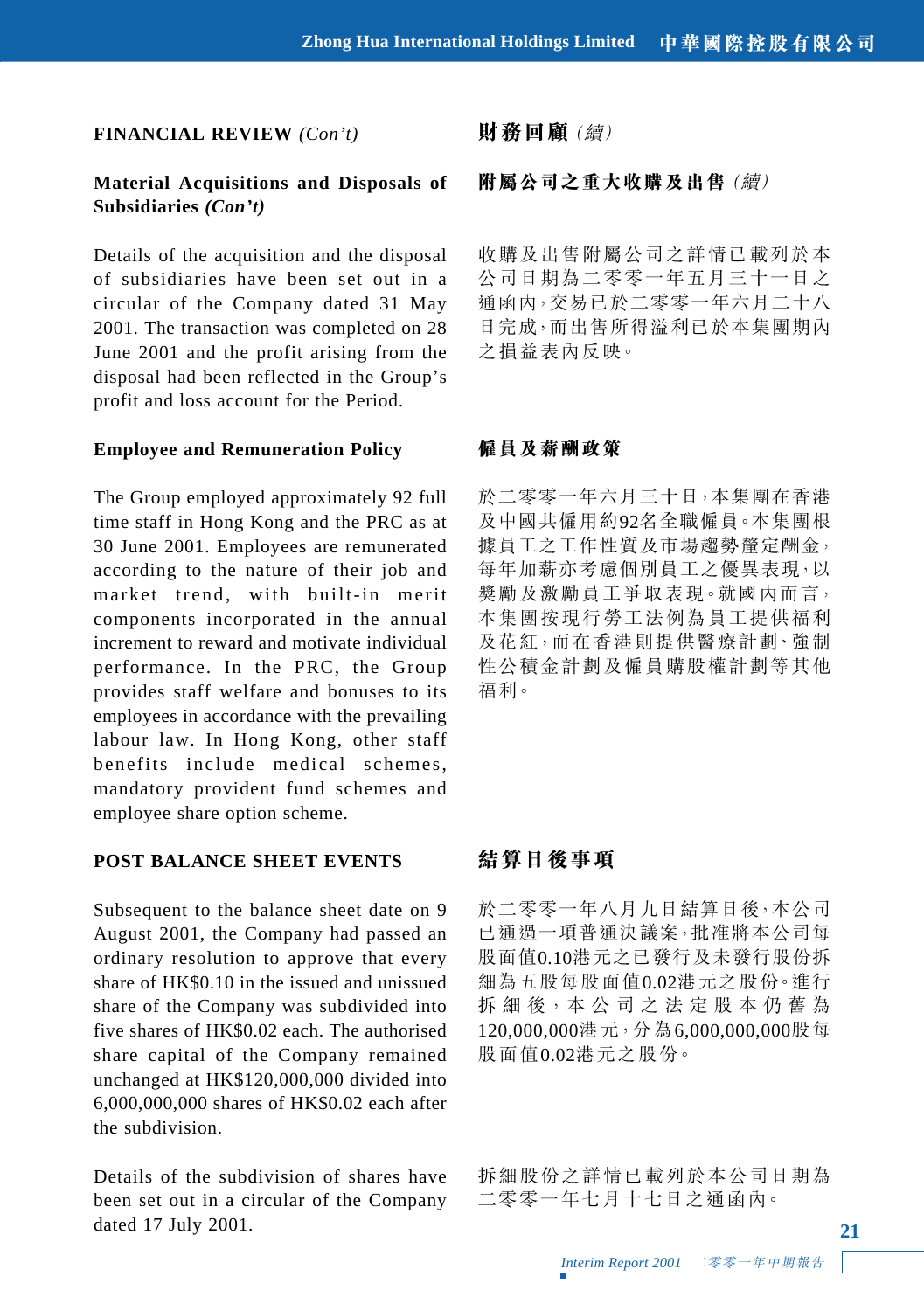## FINANCIAL REVIEW *(Con't)*

### Material Acquisitions and Disposals of Subsidiaries *(Con't)*

Details of the acquisition and the disposal of subsidiaries have been set out in a circular of the Company dated 31 May 2001. The transaction was completed on 28 June 2001 and the profit arising from the disposal had been reflected in the Group's profit and loss account for the Period.

### Employee and Remuneration Policy

The Group employed approximately 92 full time staff in Hong Kong and the PRC as at 30 June 2001. Employees are remunerated according to the nature of their job and market trend, with built-in merit components incorporated in the annual increment to reward and motivate individual performance. In the PRC, the Group provides staff welfare and bonuses to its employees in accordance with the prevailing labour law. In Hong Kong, other staff benefits include medical schemes, mandatory provident fund schemes and employee share option scheme.

## POST BALANCE SHEET EVENTS

Subsequent to the balance sheet date on 9 August 2001, the Company had passed an ordinary resolution to approve that every share of HK$0.10 in the issued and unissued share of the Company was subdivided into five shares of HK$0.02 each. The authorised share capital of the Company remained unchanged at HK$120,000,000 divided into 6,000,000,000 shares of HK$0.02 each after the subdivision.

Details of the subdivision of shares have been set out in a circular of the Company dated 17 July 2001.

## 財務回顧 *(續)*

### 附屬公司之重大收購及出售 *(續)*

收購及出售附屬公司之詳情已載列於本公司日期為二零零一年五月三十一日之通函內，交易已於二零零一年六月二十八日完成，而出售所得溢利已於本集團期內之損益表內反映。

### 僱員及薪酬政策

於二零零一年六月三十日，本集團在香港及中國共僱用約92名全職僱員。本集團根據員工之工作性質及市場趨勢釐定酬金，每年加薪亦考慮個別員工之優異表現，以獎勵及激勵員工爭取表現。就國內而言，本集團按現行勞工法例為員工提供福利及花紅，而在香港則提供醫療計劃、強制性公積金計劃及僱員購股權計劃等其他福利。

## 結算日後事項

於二零零一年八月九日結算日後，本公司已通過一項普通決議案，批准將本公司每股面值0.10港元之已發行及未發行股份拆細為五股每股面值0.02港元之股份。進行拆細後，本公司之法定股本仍舊為120,000,000港元，分為6,000,000,000股每股面值0.02港元之股份。

拆細股份之詳情已載列於本公司日期為二零零一年七月十七日之通函內。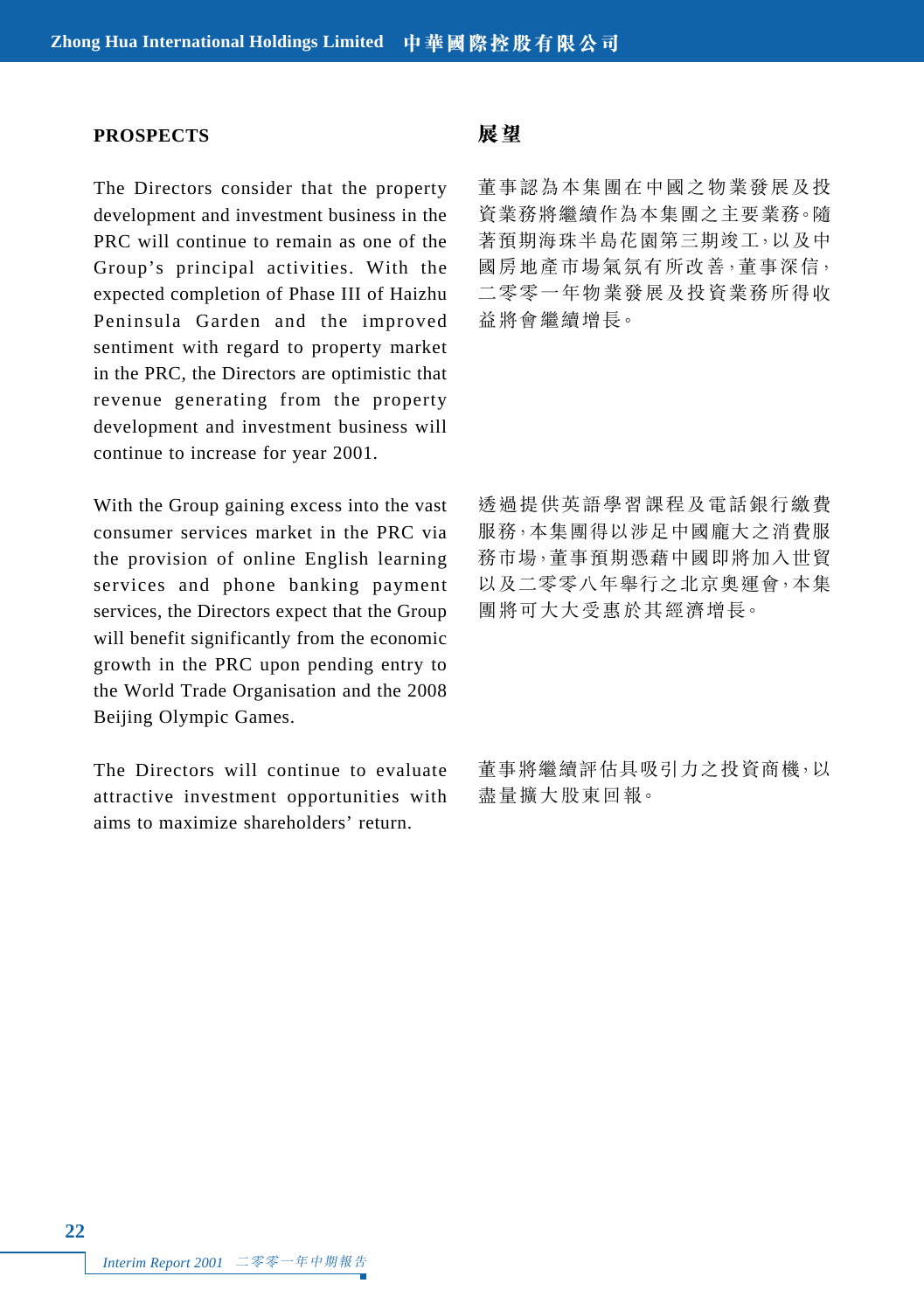## PROSPECTS

The Directors consider that the property development and investment business in the PRC will continue to remain as one of the Group's principal activities. With the expected completion of Phase III of Haizhu Peninsula Garden and the improved sentiment with regard to property market in the PRC, the Directors are optimistic that revenue generating from the property development and investment business will continue to increase for year 2001.

With the Group gaining excess into the vast consumer services market in the PRC via the provision of online English learning services and phone banking payment services, the Directors expect that the Group will benefit significantly from the economic growth in the PRC upon pending entry to the World Trade Organisation and the 2008 Beijing Olympic Games.

The Directors will continue to evaluate attractive investment opportunities with aims to maximize shareholders' return.

## 展望

董事認為本集團在中國之物業發展及投資業務將繼續作為本集團之主要業務。隨著預期海珠半島花園第三期竣工，以及中國房地產市場氣氛有所改善，董事深信，二零零一年物業發展及投資業務所得收益將會繼續增長。

透過提供英語學習課程及電話銀行繳費服務，本集團得以涉足中國龐大之消費服務市場，董事預期憑藉中國即將加入世貿以及二零零八年舉行之北京奧運會，本集團將可大大受惠於其經濟增長。

董事將繼續評估具吸引力之投資商機，以盡量擴大股東回報。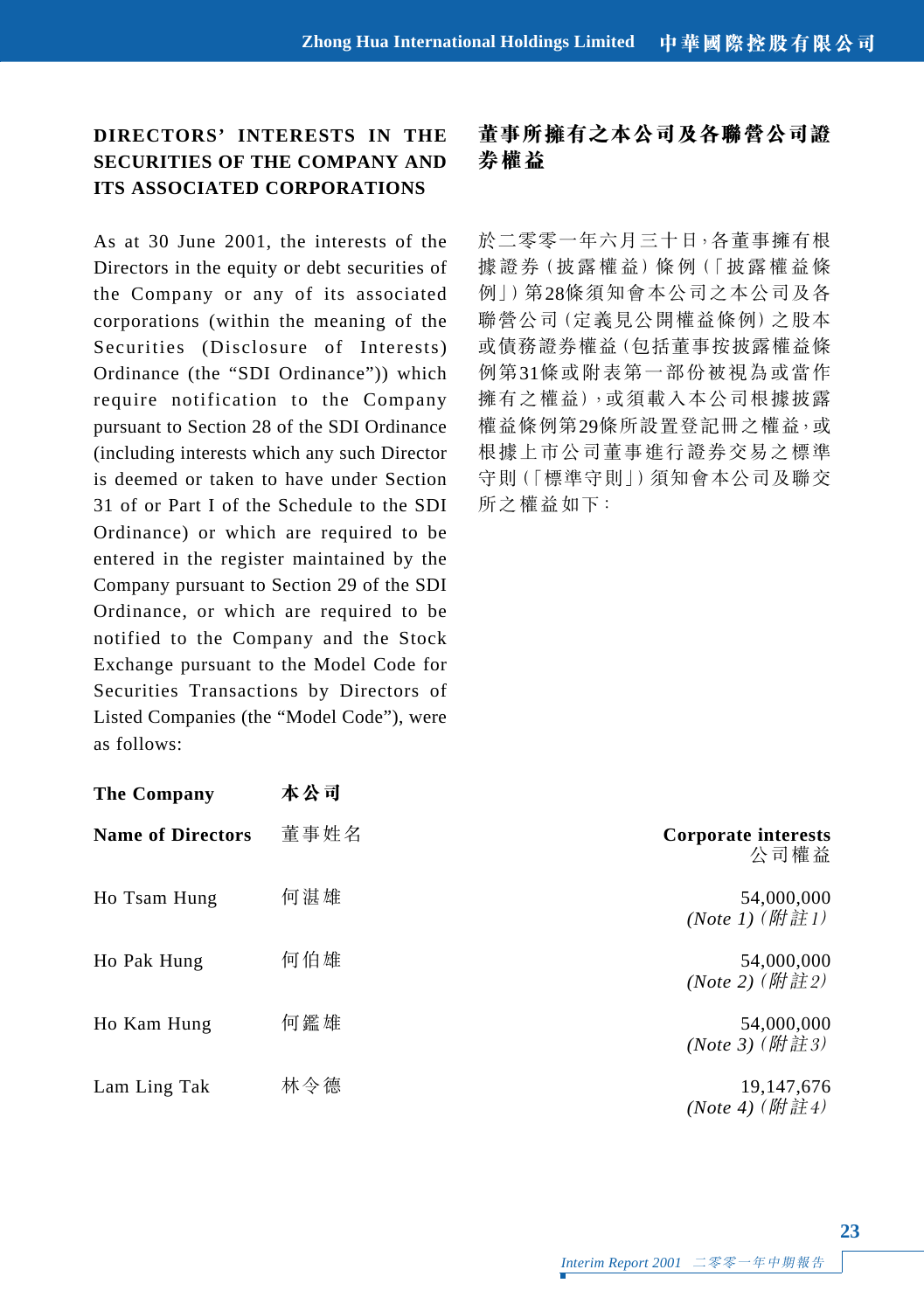## DIRECTORS' INTERESTS IN THE SECURITIES OF THE COMPANY AND ITS ASSOCIATED CORPORATIONS

As at 30 June 2001, the interests of the Directors in the equity or debt securities of the Company or any of its associated corporations (within the meaning of the Securities (Disclosure of Interests) Ordinance (the "SDI Ordinance")) which require notification to the Company pursuant to Section 28 of the SDI Ordinance (including interests which any such Director is deemed or taken to have under Section 31 of or Part I of the Schedule to the SDI Ordinance) or which are required to be entered in the register maintained by the Company pursuant to Section 29 of the SDI Ordinance, or which are required to be notified to the Company and the Stock Exchange pursuant to the Model Code for Securities Transactions by Directors of Listed Companies (the "Model Code"), were as follows:

## 董事所擁有之本公司及各聯營公司證券權益

於二零零一年六月三十日，各董事擁有根據證券（披露權益）條例（「披露權益條例」）第28條須知會本公司之本公司及各聯營公司（定義見公開權益條例）之股本或債務證券權益（包括董事按披露權益條例第31條或附表第一部份被視為或當作擁有之權益），或須載入本公司根據披露權益條例第29條所設置登記冊之權益，或根據上市公司董事進行證券交易之標準守則（「標準守則」）須知會本公司及聯交所之權益如下：

**The Company 本公司**

| **Name of Directors** | 董事姓名 | **Corporate interests** 公司權益 |
|---|---|---|
| Ho Tsam Hung | 何湛雄 | 54,000,000 *(Note 1)（附註1）* |
| Ho Pak Hung | 何伯雄 | 54,000,000 *(Note 2)（附註2）* |
| Ho Kam Hung | 何鑑雄 | 54,000,000 *(Note 3)（附註3）* |
| Lam Ling Tak | 林令德 | 19,147,676 *(Note 4)（附註4）* |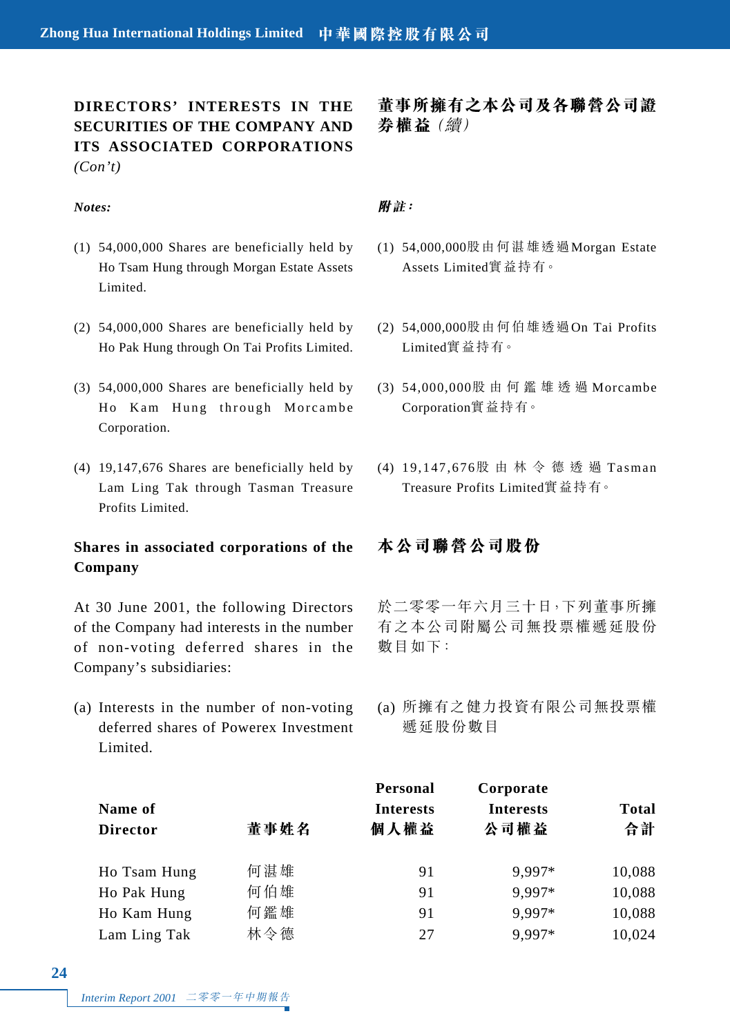## DIRECTORS' INTERESTS IN THE SECURITIES OF THE COMPANY AND ITS ASSOCIATED CORPORATIONS *(Con't)*

## 董事所擁有之本公司及各聯營公司證券權益*（續）*

***Notes:***

(1) 54,000,000 Shares are beneficially held by Ho Tsam Hung through Morgan Estate Assets Limited.

(2) 54,000,000 Shares are beneficially held by Ho Pak Hung through On Tai Profits Limited.

(3) 54,000,000 Shares are beneficially held by Ho Kam Hung through Morcambe Corporation.

(4) 19,147,676 Shares are beneficially held by Lam Ling Tak through Tasman Treasure Profits Limited.

***附註：***

(1) 54,000,000股由何湛雄透過Morgan Estate Assets Limited實益持有。

(2) 54,000,000股由何伯雄透過On Tai Profits Limited實益持有。

(3) 54,000,000股由何鑑雄透過Morcambe Corporation實益持有。

(4) 19,147,676股由林令德透過Tasman Treasure Profits Limited實益持有。

### Shares in associated corporations of the Company

### 本公司聯營公司股份

At 30 June 2001, the following Directors of the Company had interests in the number of non-voting deferred shares in the Company's subsidiaries:

於二零零一年六月三十日，下列董事所擁有之本公司附屬公司無投票權遞延股份數目如下：

(a) Interests in the number of non-voting deferred shares of Powerex Investment Limited.

(a) 所擁有之健力投資有限公司無投票權遞延股份數目

| Name of Director | 董事姓名 | Personal Interests 個人權益 | Corporate Interests 公司權益 | Total 合計 |
|---|---|---|---|---|
| Ho Tsam Hung | 何湛雄 | 91 | 9,997* | 10,088 |
| Ho Pak Hung | 何伯雄 | 91 | 9,997* | 10,088 |
| Ho Kam Hung | 何鑑雄 | 91 | 9,997* | 10,088 |
| Lam Ling Tak | 林令德 | 27 | 9,997* | 10,024 |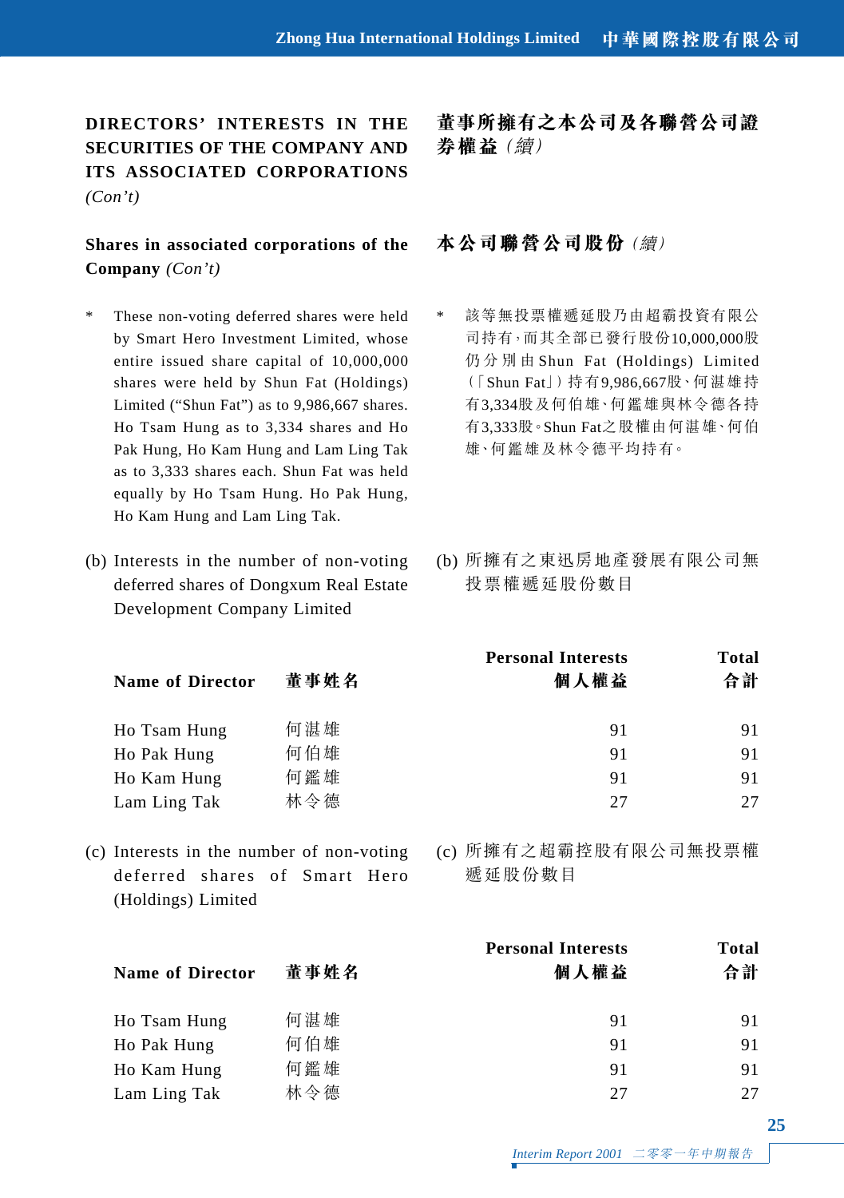## DIRECTORS' INTERESTS IN THE SECURITIES OF THE COMPANY AND ITS ASSOCIATED CORPORATIONS *(Con't)*

## 董事所擁有之本公司及各聯營公司證券權益*（續）*

### Shares in associated corporations of the Company *(Con't)*

### 本公司聯營公司股份*（續）*

\* These non-voting deferred shares were held by Smart Hero Investment Limited, whose entire issued share capital of 10,000,000 shares were held by Shun Fat (Holdings) Limited ("Shun Fat") as to 9,986,667 shares. Ho Tsam Hung as to 3,334 shares and Ho Pak Hung, Ho Kam Hung and Lam Ling Tak as to 3,333 shares each. Shun Fat was held equally by Ho Tsam Hung. Ho Pak Hung, Ho Kam Hung and Lam Ling Tak.

\* 該等無投票權遞延股乃由超霸投資有限公司持有，而其全部已發行股份10,000,000股仍分別由Shun Fat (Holdings) Limited（「Shun Fat」）持有9,986,667股、何湛雄持有3,334股及何伯雄、何鑑雄與林令德各持有3,333股。Shun Fat之股權由何湛雄、何伯雄、何鑑雄及林令德平均持有。

(b) Interests in the number of non-voting deferred shares of Dongxum Real Estate Development Company Limited

(b) 所擁有之東迅房地產發展有限公司無投票權遞延股份數目

| Name of Director | 董事姓名 | Personal Interests 個人權益 | Total 合計 |
|---|---|---|---|
| Ho Tsam Hung | 何湛雄 | 91 | 91 |
| Ho Pak Hung | 何伯雄 | 91 | 91 |
| Ho Kam Hung | 何鑑雄 | 91 | 91 |
| Lam Ling Tak | 林令德 | 27 | 27 |

(c) Interests in the number of non-voting deferred shares of Smart Hero (Holdings) Limited

(c) 所擁有之超霸控股有限公司無投票權遞延股份數目

| Name of Director | 董事姓名 | Personal Interests 個人權益 | Total 合計 |
|---|---|---|---|
| Ho Tsam Hung | 何湛雄 | 91 | 91 |
| Ho Pak Hung | 何伯雄 | 91 | 91 |
| Ho Kam Hung | 何鑑雄 | 91 | 91 |
| Lam Ling Tak | 林令德 | 27 | 27 |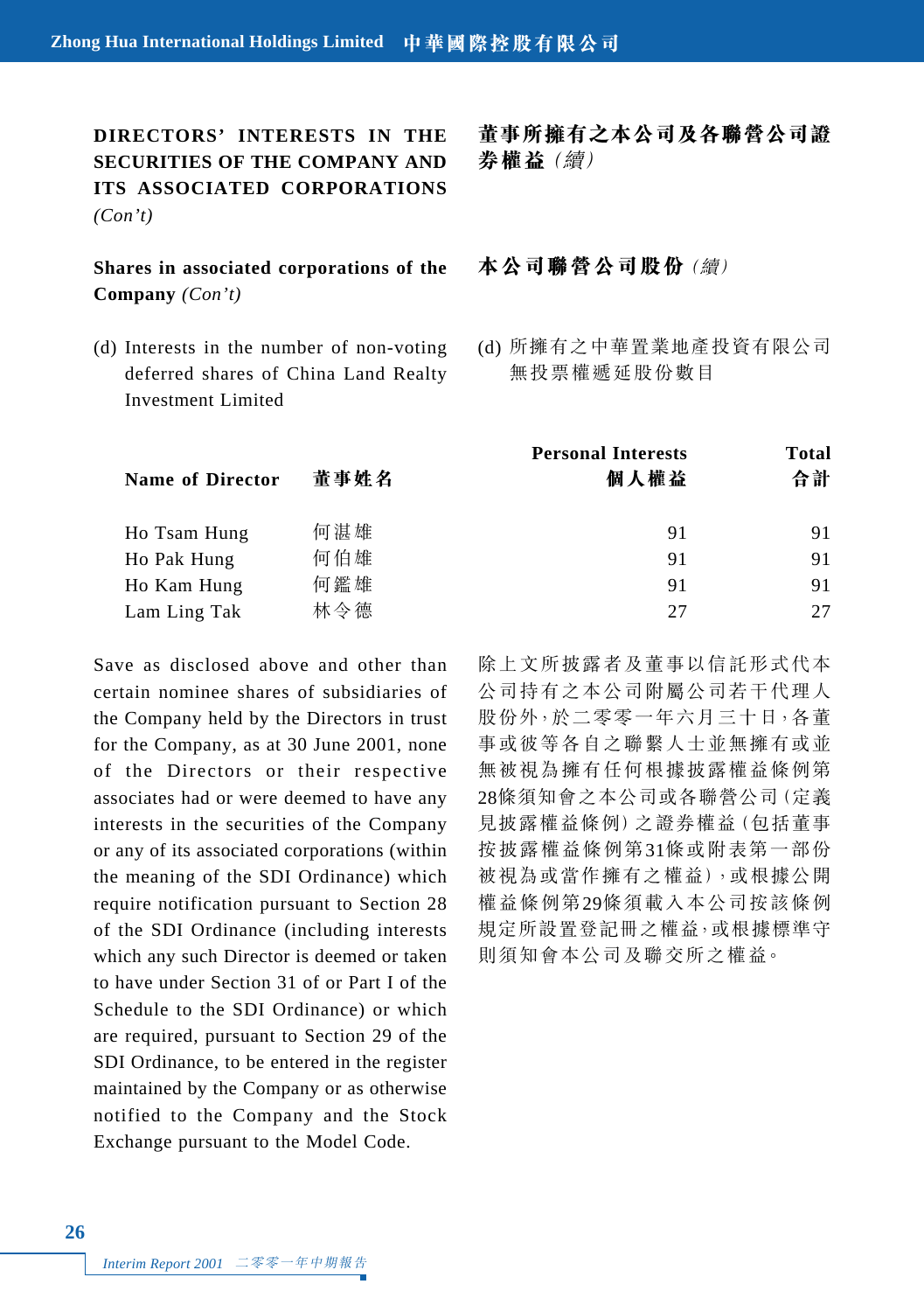## DIRECTORS' INTERESTS IN THE SECURITIES OF THE COMPANY AND ITS ASSOCIATED CORPORATIONS *(Con't)*

## 董事所擁有之本公司及各聯營公司證券權益 *(續)*

### Shares in associated corporations of the Company *(Con't)*

### 本公司聯營公司股份 *(續)*

(d) Interests in the number of non-voting deferred shares of China Land Realty Investment Limited

(d) 所擁有之中華置業地產投資有限公司無投票權遞延股份數目

| Name of Director | 董事姓名 | Personal Interests 個人權益 | Total 合計 |
|---|---|---|---|
| Ho Tsam Hung | 何湛雄 | 91 | 91 |
| Ho Pak Hung | 何伯雄 | 91 | 91 |
| Ho Kam Hung | 何鑑雄 | 91 | 91 |
| Lam Ling Tak | 林令德 | 27 | 27 |

Save as disclosed above and other than certain nominee shares of subsidiaries of the Company held by the Directors in trust for the Company, as at 30 June 2001, none of the Directors or their respective associates had or were deemed to have any interests in the securities of the Company or any of its associated corporations (within the meaning of the SDI Ordinance) which require notification pursuant to Section 28 of the SDI Ordinance (including interests which any such Director is deemed or taken to have under Section 31 of or Part I of the Schedule to the SDI Ordinance) or which are required, pursuant to Section 29 of the SDI Ordinance, to be entered in the register maintained by the Company or as otherwise notified to the Company and the Stock Exchange pursuant to the Model Code.

除上文所披露者及董事以信託形式代本公司持有之本公司附屬公司若干代理人股份外，於二零零一年六月三十日，各董事或彼等各自之聯繫人士並無擁有或並無被視為擁有任何根據披露權益條例第28條須知會之本公司或各聯營公司（定義見披露權益條例）之證券權益（包括董事按披露權益條例第31條或附表第一部份被視為或當作擁有之權益），或根據公開權益條例第29條須載入本公司按該條例規定所設置登記冊之權益，或根據標準守則須知會本公司及聯交所之權益。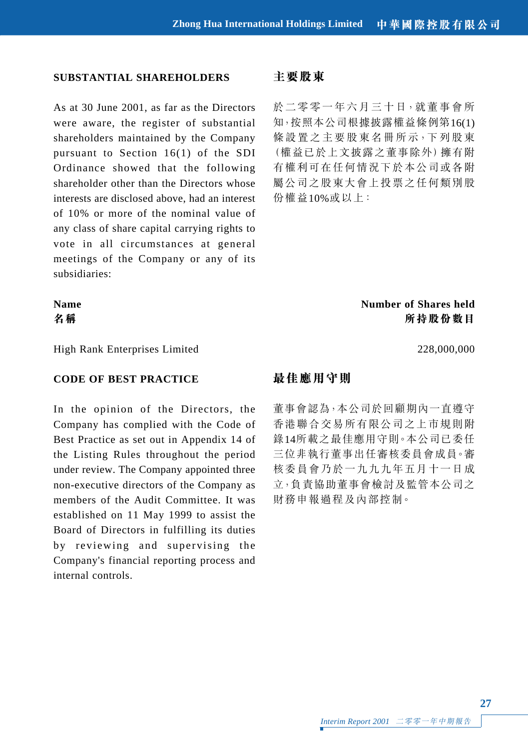## SUBSTANTIAL SHAREHOLDERS

As at 30 June 2001, as far as the Directors were aware, the register of substantial shareholders maintained by the Company pursuant to Section 16(1) of the SDI Ordinance showed that the following shareholder other than the Directors whose interests are disclosed above, had an interest of 10% or more of the nominal value of any class of share capital carrying rights to vote in all circumstances at general meetings of the Company or any of its subsidiaries:

## 主要股東

於二零零一年六月三十日，就董事會所知，按照本公司根據披露權益條例第16(1)條設置之主要股東名冊所示，下列股東（權益已於上文披露之董事除外）擁有附有權利可在任何情況下於本公司或各附屬公司之股東大會上投票之任何類別股份權益10%或以上：

| Name<br>名稱 | Number of Shares held<br>所持股份數目 |
|---|---:|
| High Rank Enterprises Limited | 228,000,000 |

## CODE OF BEST PRACTICE

In the opinion of the Directors, the Company has complied with the Code of Best Practice as set out in Appendix 14 of the Listing Rules throughout the period under review. The Company appointed three non-executive directors of the Company as members of the Audit Committee. It was established on 11 May 1999 to assist the Board of Directors in fulfilling its duties by reviewing and supervising the Company's financial reporting process and internal controls.

## 最佳應用守則

董事會認為，本公司於回顧期內一直遵守香港聯合交易所有限公司之上市規則附錄14所載之最佳應用守則。本公司已委任三位非執行董事出任審核委員會成員。審核委員會乃於一九九九年五月十一日成立，負責協助董事會檢討及監管本公司之財務申報過程及內部控制。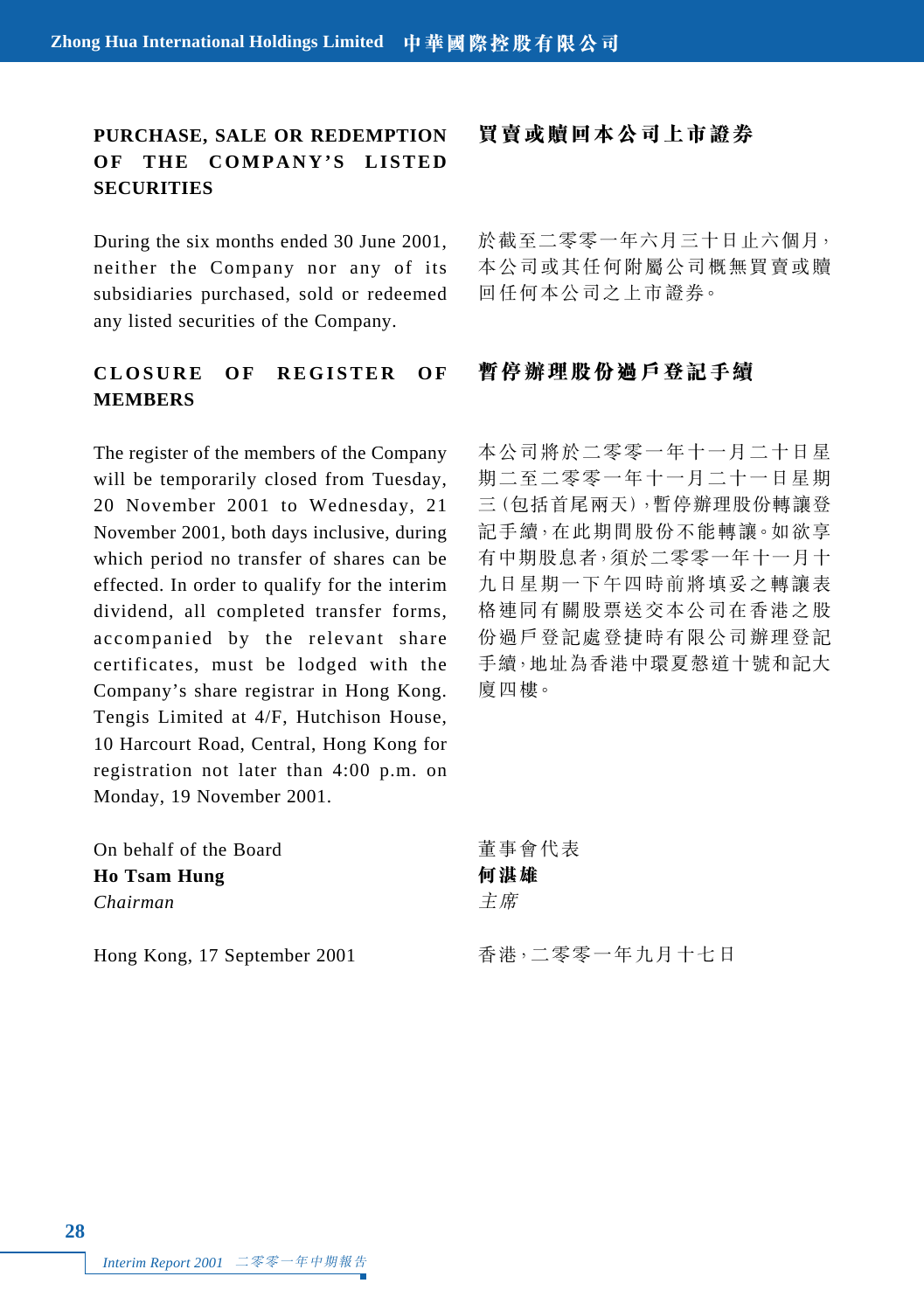## PURCHASE, SALE OR REDEMPTION OF THE COMPANY'S LISTED SECURITIES

During the six months ended 30 June 2001, neither the Company nor any of its subsidiaries purchased, sold or redeemed any listed securities of the Company.

## 買賣或贖回本公司上市證券

於截至二零零一年六月三十日止六個月，本公司或其任何附屬公司概無買賣或贖回任何本公司之上市證券。

## CLOSURE OF REGISTER OF MEMBERS

The register of the members of the Company will be temporarily closed from Tuesday, 20 November 2001 to Wednesday, 21 November 2001, both days inclusive, during which period no transfer of shares can be effected. In order to qualify for the interim dividend, all completed transfer forms, accompanied by the relevant share certificates, must be lodged with the Company's share registrar in Hong Kong. Tengis Limited at 4/F, Hutchison House, 10 Harcourt Road, Central, Hong Kong for registration not later than 4:00 p.m. on Monday, 19 November 2001.

## 暫停辦理股份過戶登記手續

本公司將於二零零一年十一月二十日星期二至二零零一年十一月二十一日星期三（包括首尾兩天），暫停辦理股份轉讓登記手續，在此期間股份不能轉讓。如欲享有中期股息者，須於二零零一年十一月十九日星期一下午四時前將填妥之轉讓表格連同有關股票送交本公司在香港之股份過戶登記處登捷時有限公司辦理登記手續，地址為香港中環夏慤道十號和記大廈四樓。

On behalf of the Board
**Ho Tsam Hung**
*Chairman*

Hong Kong, 17 September 2001

董事會代表
**何湛雄**
*主席*

香港，二零零一年九月十七日